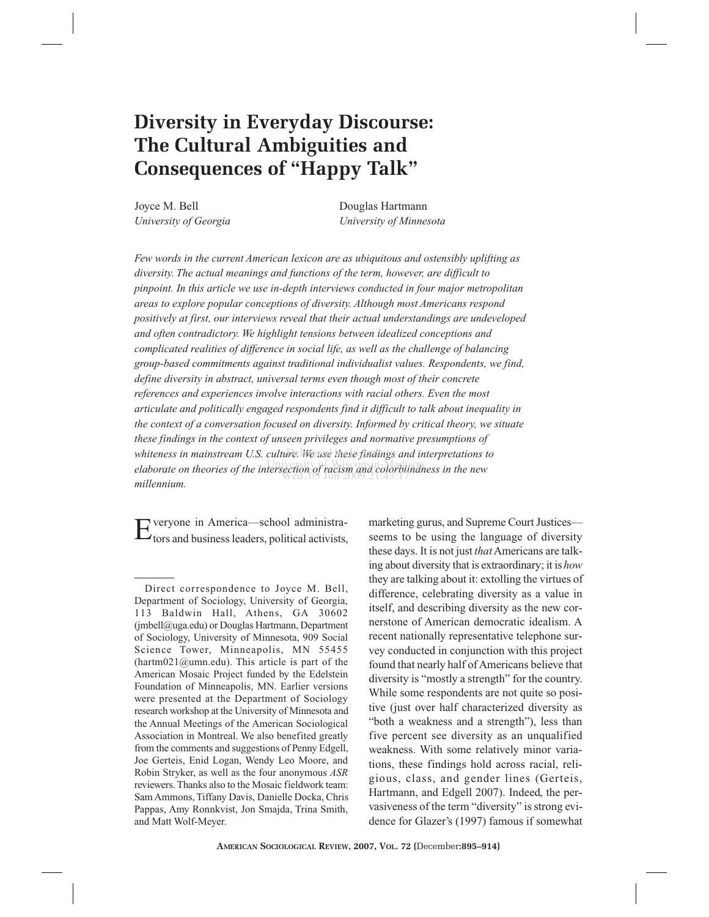# Diversity in Everyday Discourse: The Cultural Ambiguities and Consequences of "Happy Talk"

Joyce M. Bell
*University of Georgia*

Douglas Hartmann
*University of Minnesota*

*Few words in the current American lexicon are as ubiquitous and ostensibly uplifting as diversity. The actual meanings and functions of the term, however, are difficult to pinpoint. In this article we use in-depth interviews conducted in four major metropolitan areas to explore popular conceptions of diversity. Although most Americans respond positively at first, our interviews reveal that their actual understandings are undeveloped and often contradictory. We highlight tensions between idealized conceptions and complicated realities of difference in social life, as well as the challenge of balancing group-based commitments against traditional individualist values. Respondents, we find, define diversity in abstract, universal terms even though most of their concrete references and experiences involve interactions with racial others. Even the most articulate and politically engaged respondents find it difficult to talk about inequality in the context of a conversation focused on diversity. Informed by critical theory, we situate these findings in the context of unseen privileges and normative presumptions of whiteness in mainstream U.S. culture. We use these findings and interpretations to elaborate on theories of the intersection of racism and colorblindness in the new millennium.*

Everyone in America—school administrators and business leaders, political activists, marketing gurus, and Supreme Court Justices—seems to be using the language of diversity these days. It is not just *that* Americans are talking about diversity that is extraordinary; it is *how* they are talking about it: extolling the virtues of difference, celebrating diversity as a value in itself, and describing diversity as the new cornerstone of American democratic idealism. A recent nationally representative telephone survey conducted in conjunction with this project found that nearly half of Americans believe that diversity is "mostly a strength" for the country. While some respondents are not quite so positive (just over half characterized diversity as "both a weakness and a strength"), less than five percent see diversity as an unqualified weakness. With some relatively minor variations, these findings hold across racial, religious, class, and gender lines (Gerteis, Hartmann, and Edgell 2007). Indeed, the pervasiveness of the term "diversity" is strong evidence for Glazer's (1997) famous if somewhat

Direct correspondence to Joyce M. Bell, Department of Sociology, University of Georgia, 113 Baldwin Hall, Athens, GA 30602 (jmbell@uga.edu) or Douglas Hartmann, Department of Sociology, University of Minnesota, 909 Social Science Tower, Minneapolis, MN 55455 (hartm021@umn.edu). This article is part of the American Mosaic Project funded by the Edelstein Foundation of Minneapolis, MN. Earlier versions were presented at the Department of Sociology research workshop at the University of Minnesota and the Annual Meetings of the American Sociological Association in Montreal. We also benefited greatly from the comments and suggestions of Penny Edgell, Joe Gerteis, Enid Logan, Wendy Leo Moore, and Robin Stryker, as well as the four anonymous *ASR* reviewers. Thanks also to the Mosaic fieldwork team: Sam Ammons, Tiffany Davis, Danielle Docka, Chris Pappas, Amy Ronnkvist, Jon Smajda, Trina Smith, and Matt Wolf-Meyer.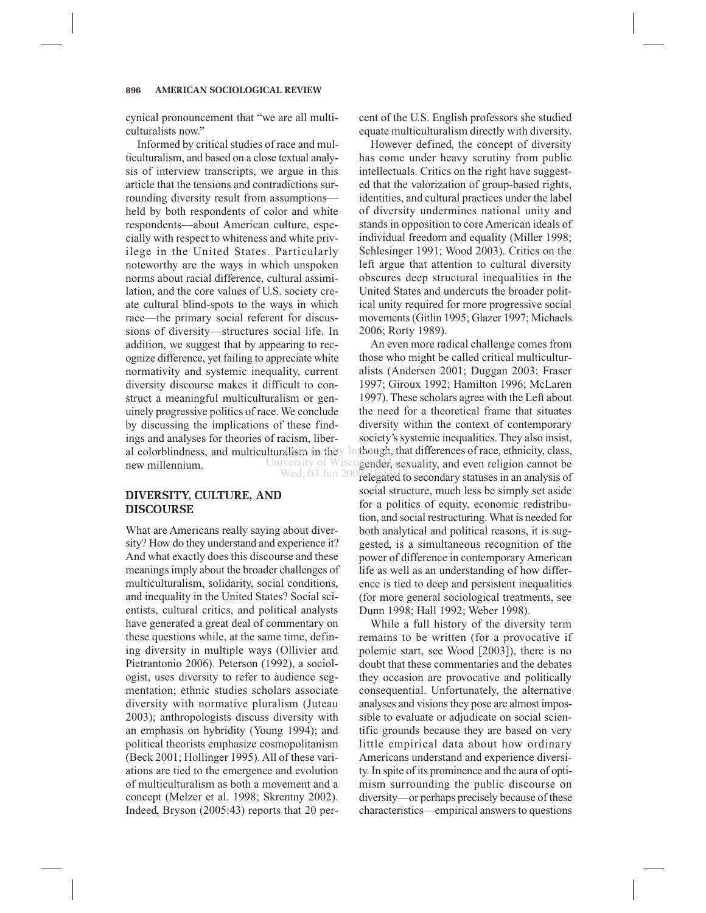cynical pronouncement that "we are all multiculturalists now."

Informed by critical studies of race and multiculturalism, and based on a close textual analysis of interview transcripts, we argue in this article that the tensions and contradictions surrounding diversity result from assumptions—held by both respondents of color and white respondents—about American culture, especially with respect to whiteness and white privilege in the United States. Particularly noteworthy are the ways in which unspoken norms about racial difference, cultural assimilation, and the core values of U.S. society create cultural blind-spots to the ways in which race—the primary social referent for discussions of diversity—structures social life. In addition, we suggest that by appearing to recognize difference, yet failing to appreciate white normativity and systemic inequality, current diversity discourse makes it difficult to construct a meaningful multiculturalism or genuinely progressive politics of race. We conclude by discussing the implications of these findings and analyses for theories of racism, liberal colorblindness, and multiculturalism in the new millennium.

## DIVERSITY, CULTURE, AND DISCOURSE

What are Americans really saying about diversity? How do they understand and experience it? And what exactly does this discourse and these meanings imply about the broader challenges of multiculturalism, solidarity, social conditions, and inequality in the United States? Social scientists, cultural critics, and political analysts have generated a great deal of commentary on these questions while, at the same time, defining diversity in multiple ways (Ollivier and Pietrantonio 2006). Peterson (1992), a sociologist, uses diversity to refer to audience segmentation; ethnic studies scholars associate diversity with normative pluralism (Juteau 2003); anthropologists discuss diversity with an emphasis on hybridity (Young 1994); and political theorists emphasize cosmopolitanism (Beck 2001; Hollinger 1995). All of these variations are tied to the emergence and evolution of multiculturalism as both a movement and a concept (Melzer et al. 1998; Skrentny 2002). Indeed, Bryson (2005:43) reports that 20 percent of the U.S. English professors she studied equate multiculturalism directly with diversity.

However defined, the concept of diversity has come under heavy scrutiny from public intellectuals. Critics on the right have suggested that the valorization of group-based rights, identities, and cultural practices under the label of diversity undermines national unity and stands in opposition to core American ideals of individual freedom and equality (Miller 1998; Schlesinger 1991; Wood 2003). Critics on the left argue that attention to cultural diversity obscures deep structural inequalities in the United States and undercuts the broader political unity required for more progressive social movements (Gitlin 1995; Glazer 1997; Michaels 2006; Rorty 1989).

An even more radical challenge comes from those who might be called critical multiculturalists (Andersen 2001; Duggan 2003; Fraser 1997; Giroux 1992; Hamilton 1996; McLaren 1997). These scholars agree with the Left about the need for a theoretical frame that situates diversity within the context of contemporary society's systemic inequalities. They also insist, though, that differences of race, ethnicity, class, gender, sexuality, and even religion cannot be relegated to secondary statuses in an analysis of social structure, much less be simply set aside for a politics of equity, economic redistribution, and social restructuring. What is needed for both analytical and political reasons, it is suggested, is a simultaneous recognition of the power of difference in contemporary American life as well as an understanding of how difference is tied to deep and persistent inequalities (for more general sociological treatments, see Dunn 1998; Hall 1992; Weber 1998).

While a full history of the diversity term remains to be written (for a provocative if polemic start, see Wood [2003]), there is no doubt that these commentaries and the debates they occasion are provocative and politically consequential. Unfortunately, the alternative analyses and visions they pose are almost impossible to evaluate or adjudicate on social scientific grounds because they are based on very little empirical data about how ordinary Americans understand and experience diversity. In spite of its prominence and the aura of optimism surrounding the public discourse on diversity—or perhaps precisely because of these characteristics—empirical answers to questions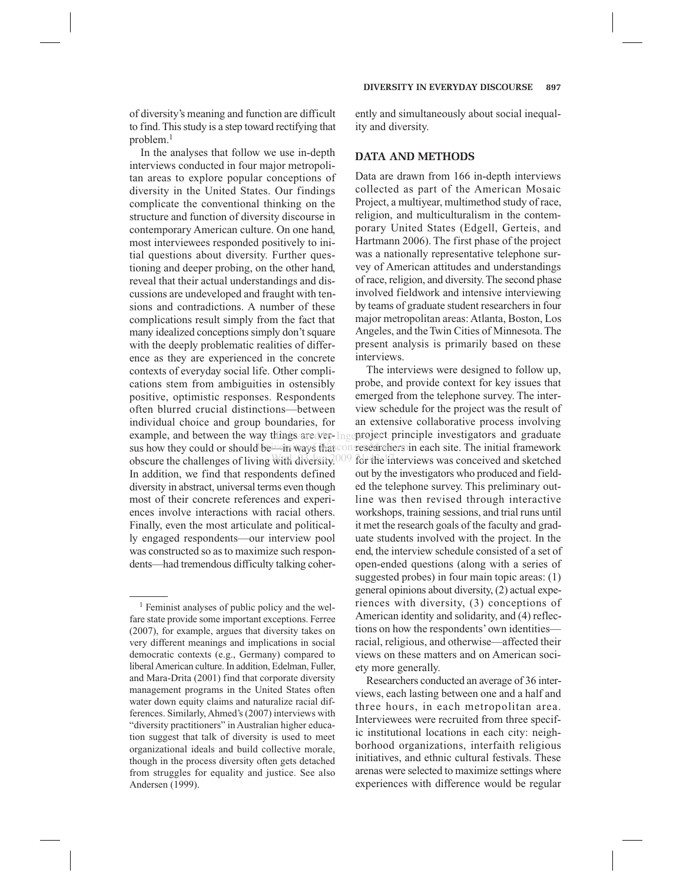of diversity's meaning and function are difficult to find. This study is a step toward rectifying that problem.[1]

In the analyses that follow we use in-depth interviews conducted in four major metropolitan areas to explore popular conceptions of diversity in the United States. Our findings complicate the conventional thinking on the structure and function of diversity discourse in contemporary American culture. On one hand, most interviewees responded positively to initial questions about diversity. Further questioning and deeper probing, on the other hand, reveal that their actual understandings and discussions are undeveloped and fraught with tensions and contradictions. A number of these complications result simply from the fact that many idealized conceptions simply don't square with the deeply problematic realities of difference as they are experienced in the concrete contexts of everyday social life. Other complications stem from ambiguities in ostensibly positive, optimistic responses. Respondents often blurred crucial distinctions—between individual choice and group boundaries, for example, and between the way things are versus how they could or should be—in ways that obscure the challenges of living with diversity. In addition, we find that respondents defined diversity in abstract, universal terms even though most of their concrete references and experiences involve interactions with racial others. Finally, even the most articulate and politically engaged respondents—our interview pool was constructed so as to maximize such respondents—had tremendous difficulty talking coherently and simultaneously about social inequality and diversity.

## DATA AND METHODS

Data are drawn from 166 in-depth interviews collected as part of the American Mosaic Project, a multiyear, multimethod study of race, religion, and multiculturalism in the contemporary United States (Edgell, Gerteis, and Hartmann 2006). The first phase of the project was a nationally representative telephone survey of American attitudes and understandings of race, religion, and diversity. The second phase involved fieldwork and intensive interviewing by teams of graduate student researchers in four major metropolitan areas: Atlanta, Boston, Los Angeles, and the Twin Cities of Minnesota. The present analysis is primarily based on these interviews.

The interviews were designed to follow up, probe, and provide context for key issues that emerged from the telephone survey. The interview schedule for the project was the result of an extensive collaborative process involving project principle investigators and graduate researchers in each site. The initial framework for the interviews was conceived and sketched out by the investigators who produced and fielded the telephone survey. This preliminary outline was then revised through interactive workshops, training sessions, and trial runs until it met the research goals of the faculty and graduate students involved with the project. In the end, the interview schedule consisted of a set of open-ended questions (along with a series of suggested probes) in four main topic areas: (1) general opinions about diversity, (2) actual experiences with diversity, (3) conceptions of American identity and solidarity, and (4) reflections on how the respondents' own identities—racial, religious, and otherwise—affected their views on these matters and on American society more generally.

Researchers conducted an average of 36 interviews, each lasting between one and a half and three hours, in each metropolitan area. Interviewees were recruited from three specific institutional locations in each city: neighborhood organizations, interfaith religious initiatives, and ethnic cultural festivals. These arenas were selected to maximize settings where experiences with difference would be regular

---

[1] Feminist analyses of public policy and the welfare state provide some important exceptions. Ferree (2007), for example, argues that diversity takes on very different meanings and implications in social democratic contexts (e.g., Germany) compared to liberal American culture. In addition, Edelman, Fuller, and Mara-Drita (2001) find that corporate diversity management programs in the United States often water down equity claims and naturalize racial differences. Similarly, Ahmed's (2007) interviews with "diversity practitioners" in Australian higher education suggest that talk of diversity is used to meet organizational ideals and build collective morale, though in the process diversity often gets detached from struggles for equality and justice. See also Andersen (1999).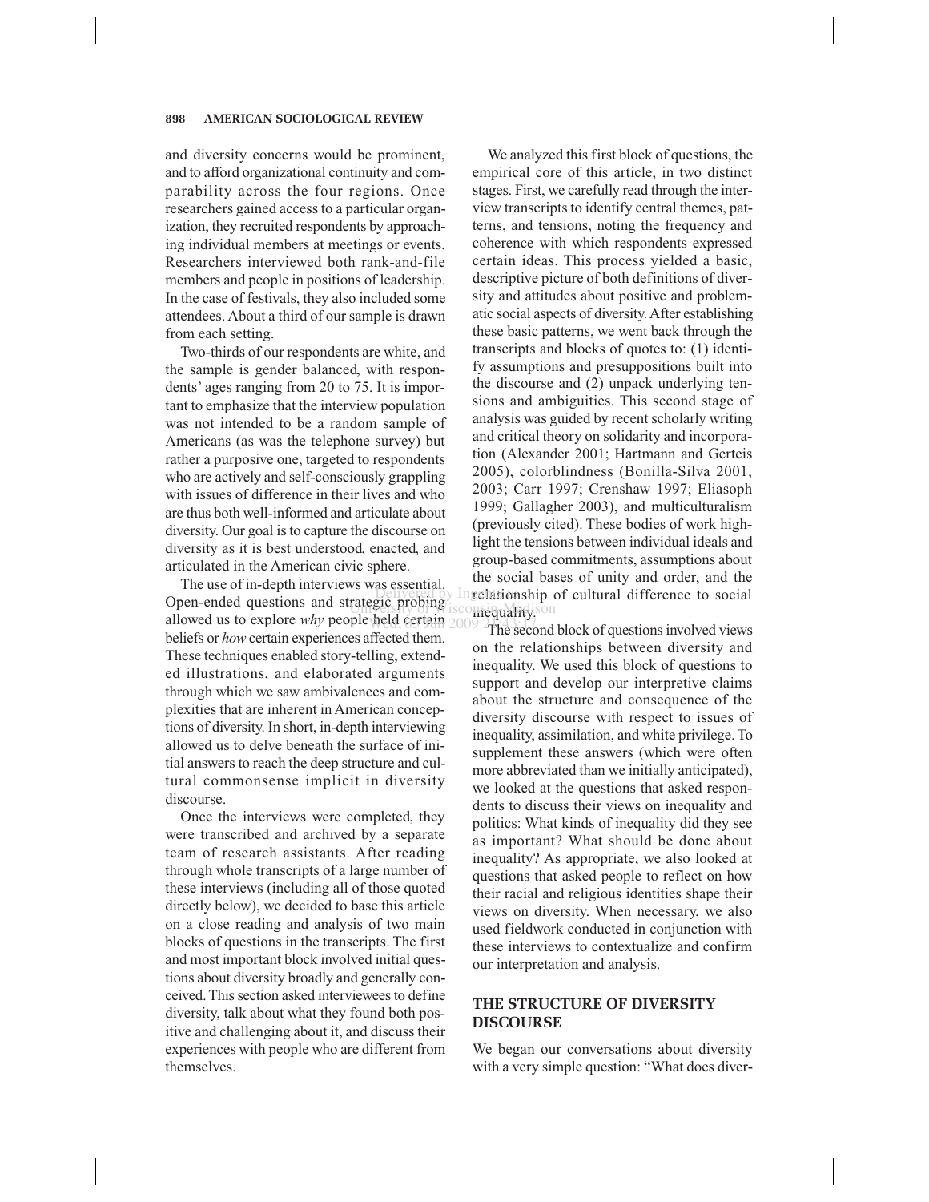and diversity concerns would be prominent, and to afford organizational continuity and comparability across the four regions. Once researchers gained access to a particular organization, they recruited respondents by approaching individual members at meetings or events. Researchers interviewed both rank-and-file members and people in positions of leadership. In the case of festivals, they also included some attendees. About a third of our sample is drawn from each setting.

Two-thirds of our respondents are white, and the sample is gender balanced, with respondents' ages ranging from 20 to 75. It is important to emphasize that the interview population was not intended to be a random sample of Americans (as was the telephone survey) but rather a purposive one, targeted to respondents who are actively and self-consciously grappling with issues of difference in their lives and who are thus both well-informed and articulate about diversity. Our goal is to capture the discourse on diversity as it is best understood, enacted, and articulated in the American civic sphere.

The use of in-depth interviews was essential. Open-ended questions and strategic probing allowed us to explore *why* people held certain beliefs or *how* certain experiences affected them. These techniques enabled story-telling, extended illustrations, and elaborated arguments through which we saw ambivalences and complexities that are inherent in American conceptions of diversity. In short, in-depth interviewing allowed us to delve beneath the surface of initial answers to reach the deep structure and cultural commonsense implicit in diversity discourse.

Once the interviews were completed, they were transcribed and archived by a separate team of research assistants. After reading through whole transcripts of a large number of these interviews (including all of those quoted directly below), we decided to base this article on a close reading and analysis of two main blocks of questions in the transcripts. The first and most important block involved initial questions about diversity broadly and generally conceived. This section asked interviewees to define diversity, talk about what they found both positive and challenging about it, and discuss their experiences with people who are different from themselves.

We analyzed this first block of questions, the empirical core of this article, in two distinct stages. First, we carefully read through the interview transcripts to identify central themes, patterns, and tensions, noting the frequency and coherence with which respondents expressed certain ideas. This process yielded a basic, descriptive picture of both definitions of diversity and attitudes about positive and problematic social aspects of diversity. After establishing these basic patterns, we went back through the transcripts and blocks of quotes to: (1) identify assumptions and presuppositions built into the discourse and (2) unpack underlying tensions and ambiguities. This second stage of analysis was guided by recent scholarly writing and critical theory on solidarity and incorporation (Alexander 2001; Hartmann and Gerteis 2005), colorblindness (Bonilla-Silva 2001, 2003; Carr 1997; Crenshaw 1997; Eliasoph 1999; Gallagher 2003), and multiculturalism (previously cited). These bodies of work highlight the tensions between individual ideals and group-based commitments, assumptions about the social bases of unity and order, and the relationship of cultural difference to social inequality.

The second block of questions involved views on the relationships between diversity and inequality. We used this block of questions to support and develop our interpretive claims about the structure and consequence of the diversity discourse with respect to issues of inequality, assimilation, and white privilege. To supplement these answers (which were often more abbreviated than we initially anticipated), we looked at the questions that asked respondents to discuss their views on inequality and politics: What kinds of inequality did they see as important? What should be done about inequality? As appropriate, we also looked at questions that asked people to reflect on how their racial and religious identities shape their views on diversity. When necessary, we also used fieldwork conducted in conjunction with these interviews to contextualize and confirm our interpretation and analysis.

## THE STRUCTURE OF DIVERSITY DISCOURSE

We began our conversations about diversity with a very simple question: "What does diver-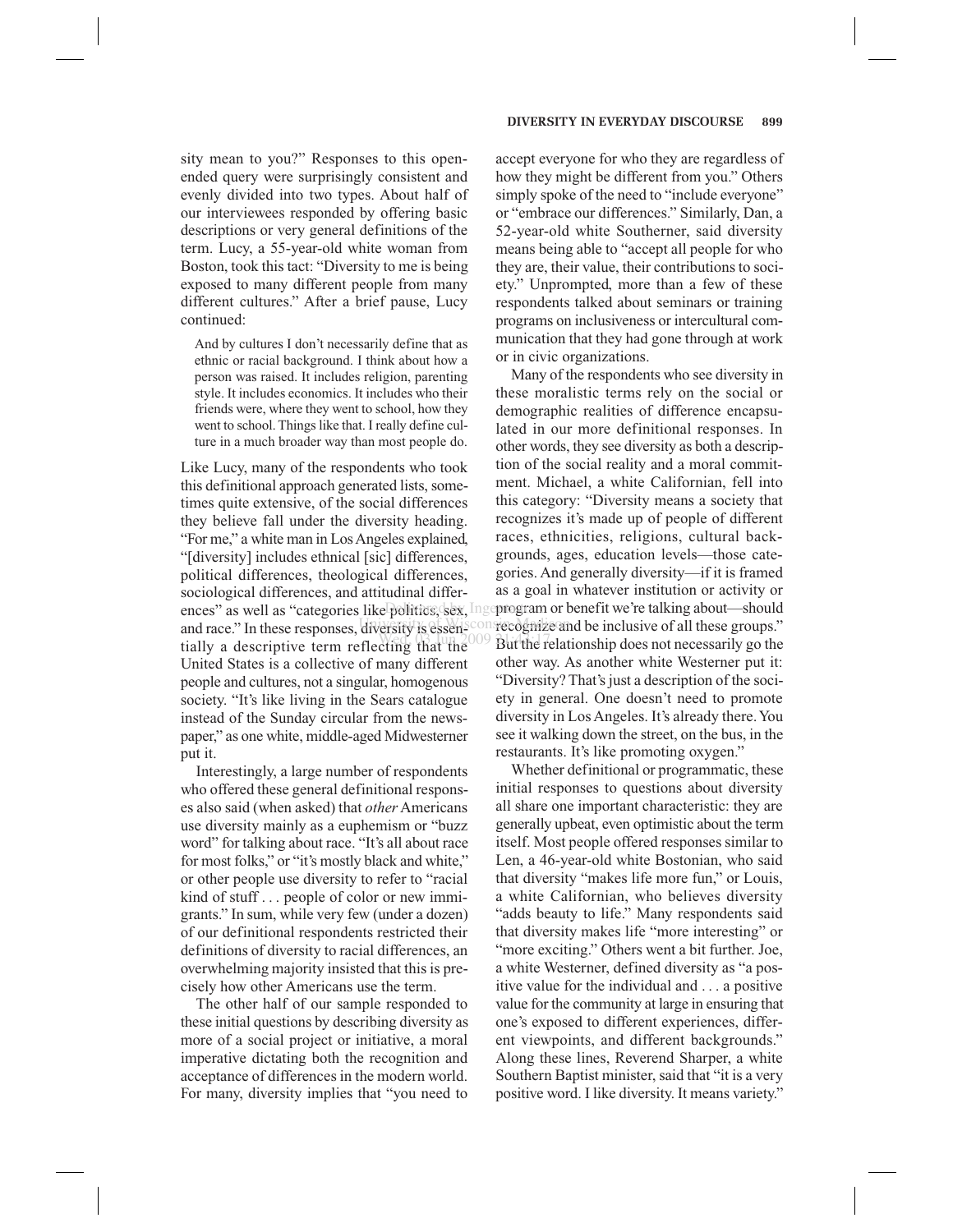sity mean to you?" Responses to this open-ended query were surprisingly consistent and evenly divided into two types. About half of our interviewees responded by offering basic descriptions or very general definitions of the term. Lucy, a 55-year-old white woman from Boston, took this tact: "Diversity to me is being exposed to many different people from many different cultures." After a brief pause, Lucy continued:

> And by cultures I don't necessarily define that as ethnic or racial background. I think about how a person was raised. It includes religion, parenting style. It includes economics. It includes who their friends were, where they went to school, how they went to school. Things like that. I really define culture in a much broader way than most people do.

Like Lucy, many of the respondents who took this definitional approach generated lists, sometimes quite extensive, of the social differences they believe fall under the diversity heading. "For me," a white man in Los Angeles explained, "[diversity] includes ethnical [sic] differences, political differences, theological differences, sociological differences, and attitudinal differences" as well as "categories like politics, sex, and race." In these responses, diversity is essentially a descriptive term reflecting that the United States is a collective of many different people and cultures, not a singular, homogenous society. "It's like living in the Sears catalogue instead of the Sunday circular from the newspaper," as one white, middle-aged Midwesterner put it.

Interestingly, a large number of respondents who offered these general definitional responses also said (when asked) that *other* Americans use diversity mainly as a euphemism or "buzz word" for talking about race. "It's all about race for most folks," or "it's mostly black and white," or other people use diversity to refer to "racial kind of stuff . . . people of color or new immigrants." In sum, while very few (under a dozen) of our definitional respondents restricted their definitions of diversity to racial differences, an overwhelming majority insisted that this is precisely how other Americans use the term.

The other half of our sample responded to these initial questions by describing diversity as more of a social project or initiative, a moral imperative dictating both the recognition and acceptance of differences in the modern world. For many, diversity implies that "you need to accept everyone for who they are regardless of how they might be different from you." Others simply spoke of the need to "include everyone" or "embrace our differences." Similarly, Dan, a 52-year-old white Southerner, said diversity means being able to "accept all people for who they are, their value, their contributions to society." Unprompted, more than a few of these respondents talked about seminars or training programs on inclusiveness or intercultural communication that they had gone through at work or in civic organizations.

Many of the respondents who see diversity in these moralistic terms rely on the social or demographic realities of difference encapsulated in our more definitional responses. In other words, they see diversity as both a description of the social reality and a moral commitment. Michael, a white Californian, fell into this category: "Diversity means a society that recognizes it's made up of people of different races, ethnicities, religions, cultural backgrounds, ages, education levels—those categories. And generally diversity—if it is framed as a goal in whatever institution or activity or program or benefit we're talking about—should recognize and be inclusive of all these groups." But the relationship does not necessarily go the other way. As another white Westerner put it: "Diversity? That's just a description of the society in general. One doesn't need to promote diversity in Los Angeles. It's already there. You see it walking down the street, on the bus, in the restaurants. It's like promoting oxygen."

Whether definitional or programmatic, these initial responses to questions about diversity all share one important characteristic: they are generally upbeat, even optimistic about the term itself. Most people offered responses similar to Len, a 46-year-old white Bostonian, who said that diversity "makes life more fun," or Louis, a white Californian, who believes diversity "adds beauty to life." Many respondents said that diversity makes life "more interesting" or "more exciting." Others went a bit further. Joe, a white Westerner, defined diversity as "a positive value for the individual and . . . a positive value for the community at large in ensuring that one's exposed to different experiences, different viewpoints, and different backgrounds." Along these lines, Reverend Sharper, a white Southern Baptist minister, said that "it is a very positive word. I like diversity. It means variety."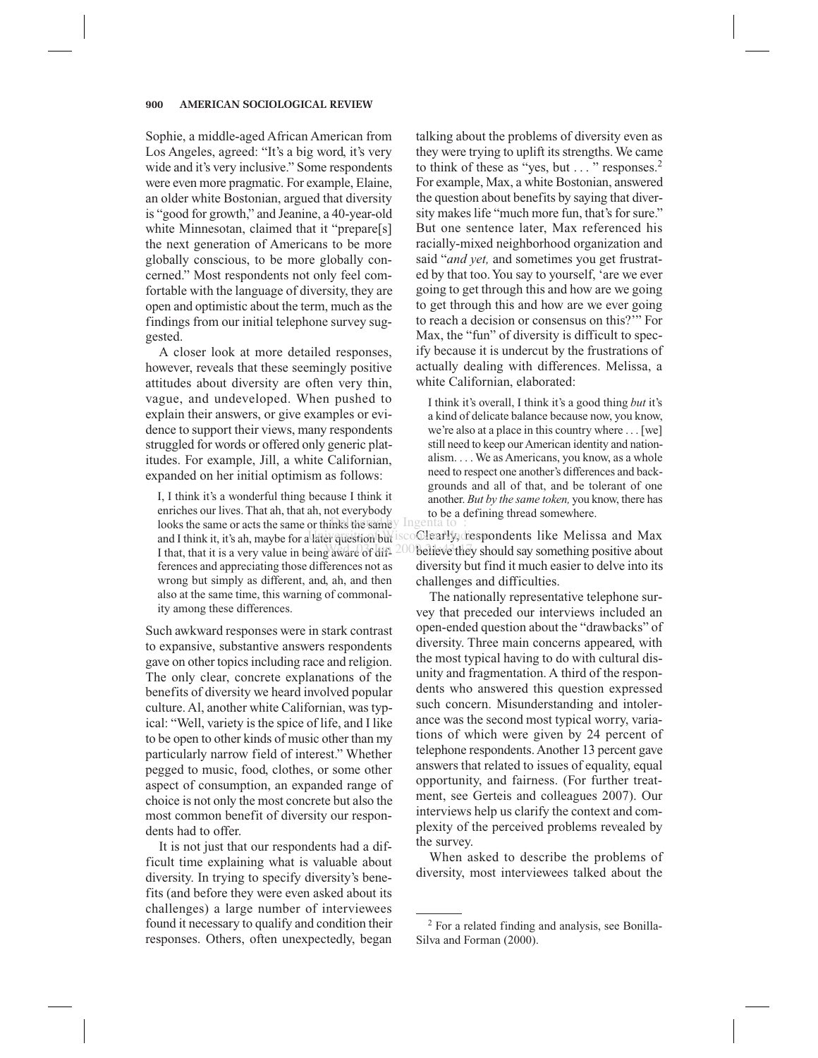Sophie, a middle-aged African American from Los Angeles, agreed: "It's a big word, it's very wide and it's very inclusive." Some respondents were even more pragmatic. For example, Elaine, an older white Bostonian, argued that diversity is "good for growth," and Jeanine, a 40-year-old white Minnesotan, claimed that it "prepare[s] the next generation of Americans to be more globally conscious, to be more globally concerned." Most respondents not only feel comfortable with the language of diversity, they are open and optimistic about the term, much as the findings from our initial telephone survey suggested.

A closer look at more detailed responses, however, reveals that these seemingly positive attitudes about diversity are often very thin, vague, and undeveloped. When pushed to explain their answers, or give examples or evidence to support their views, many respondents struggled for words or offered only generic platitudes. For example, Jill, a white Californian, expanded on her initial optimism as follows:

> I, I think it's a wonderful thing because I think it enriches our lives. That ah, that ah, not everybody looks the same or acts the same or thinks the same and I think it, it's ah, maybe for a later question but I that, that it is a very value in being aware of differences and appreciating those differences not as wrong but simply as different, and, ah, and then also at the same time, this warning of commonality among these differences.

Such awkward responses were in stark contrast to expansive, substantive answers respondents gave on other topics including race and religion. The only clear, concrete explanations of the benefits of diversity we heard involved popular culture. Al, another white Californian, was typical: "Well, variety is the spice of life, and I like to be open to other kinds of music other than my particularly narrow field of interest." Whether pegged to music, food, clothes, or some other aspect of consumption, an expanded range of choice is not only the most concrete but also the most common benefit of diversity our respondents had to offer.

It is not just that our respondents had a difficult time explaining what is valuable about diversity. In trying to specify diversity's benefits (and before they were even asked about its challenges) a large number of interviewees found it necessary to qualify and condition their responses. Others, often unexpectedly, began talking about the problems of diversity even as they were trying to uplift its strengths. We came to think of these as "yes, but . . . " responses.[2] For example, Max, a white Bostonian, answered the question about benefits by saying that diversity makes life "much more fun, that's for sure." But one sentence later, Max referenced his racially-mixed neighborhood organization and said "*and yet,* and sometimes you get frustrated by that too. You say to yourself, 'are we ever going to get through this and how are we going to get through this and how are we ever going to reach a decision or consensus on this?'" For Max, the "fun" of diversity is difficult to specify because it is undercut by the frustrations of actually dealing with differences. Melissa, a white Californian, elaborated:

> I think it's overall, I think it's a good thing *but* it's a kind of delicate balance because now, you know, we're also at a place in this country where . . . [we] still need to keep our American identity and nationalism. . . . We as Americans, you know, as a whole need to respect one another's differences and backgrounds and all of that, and be tolerant of one another. *But by the same token,* you know, there has to be a defining thread somewhere.

Clearly, respondents like Melissa and Max believe they should say something positive about diversity but find it much easier to delve into its challenges and difficulties.

The nationally representative telephone survey that preceded our interviews included an open-ended question about the "drawbacks" of diversity. Three main concerns appeared, with the most typical having to do with cultural disunity and fragmentation. A third of the respondents who answered this question expressed such concern. Misunderstanding and intolerance was the second most typical worry, variations of which were given by 24 percent of telephone respondents. Another 13 percent gave answers that related to issues of equality, equal opportunity, and fairness. (For further treatment, see Gerteis and colleagues 2007). Our interviews help us clarify the context and complexity of the perceived problems revealed by the survey.

When asked to describe the problems of diversity, most interviewees talked about the

---

[2] For a related finding and analysis, see Bonilla-Silva and Forman (2000).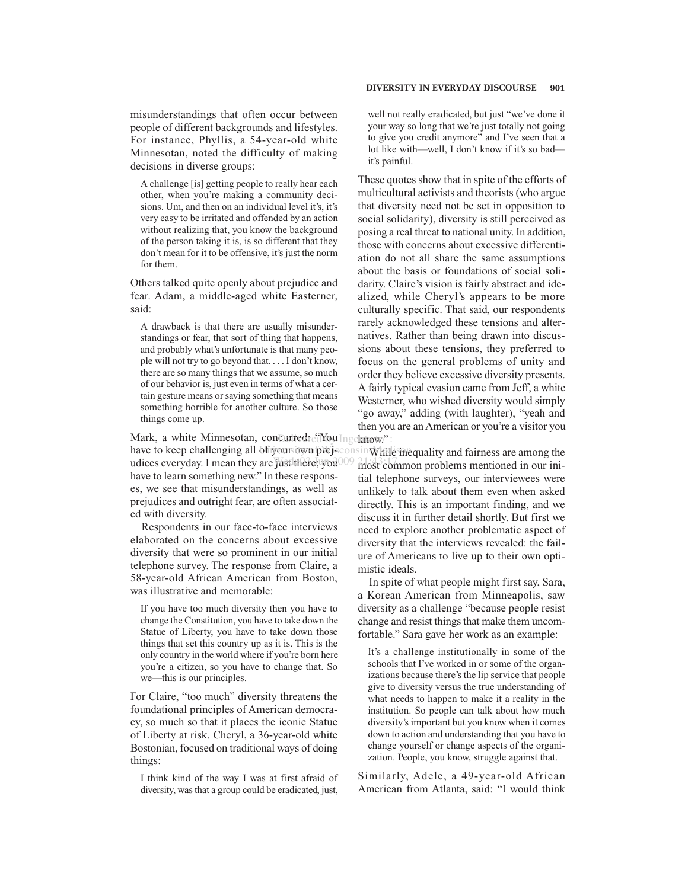misunderstandings that often occur between people of different backgrounds and lifestyles. For instance, Phyllis, a 54-year-old white Minnesotan, noted the difficulty of making decisions in diverse groups:

> A challenge [is] getting people to really hear each other, when you're making a community decisions. Um, and then on an individual level it's, it's very easy to be irritated and offended by an action without realizing that, you know the background of the person taking it is, is so different that they don't mean for it to be offensive, it's just the norm for them.

Others talked quite openly about prejudice and fear. Adam, a middle-aged white Easterner, said:

> A drawback is that there are usually misunderstandings or fear, that sort of thing that happens, and probably what's unfortunate is that many people will not try to go beyond that. . . . I don't know, there are so many things that we assume, so much of our behavior is, just even in terms of what a certain gesture means or saying something that means something horrible for another culture. So those things come up.

Mark, a white Minnesotan, concurred: "You have to keep challenging all of your own prejudices everyday. I mean they are just there; you have to learn something new." In these responses, we see that misunderstandings, as well as prejudices and outright fear, are often associated with diversity.

Respondents in our face-to-face interviews elaborated on the concerns about excessive diversity that were so prominent in our initial telephone survey. The response from Claire, a 58-year-old African American from Boston, was illustrative and memorable:

> If you have too much diversity then you have to change the Constitution, you have to take down the Statue of Liberty, you have to take down those things that set this country up as it is. This is the only country in the world where if you're born here you're a citizen, so you have to change that. So we—this is our principles.

For Claire, "too much" diversity threatens the foundational principles of American democracy, so much so that it places the iconic Statue of Liberty at risk. Cheryl, a 36-year-old white Bostonian, focused on traditional ways of doing things:

> I think kind of the way I was at first afraid of diversity, was that a group could be eradicated, just, well not really eradicated, but just "we've done it your way so long that we're just totally not going to give you credit anymore" and I've seen that a lot like with—well, I don't know if it's so bad—it's painful.

These quotes show that in spite of the efforts of multicultural activists and theorists (who argue that diversity need not be set in opposition to social solidarity), diversity is still perceived as posing a real threat to national unity. In addition, those with concerns about excessive differentiation do not all share the same assumptions about the basis or foundations of social solidarity. Claire's vision is fairly abstract and idealized, while Cheryl's appears to be more culturally specific. That said, our respondents rarely acknowledged these tensions and alternatives. Rather than being drawn into discussions about these tensions, they preferred to focus on the general problems of unity and order they believe excessive diversity presents. A fairly typical evasion came from Jeff, a white Westerner, who wished diversity would simply "go away," adding (with laughter), "yeah and then you are an American or you're a visitor you know."

While inequality and fairness are among the most common problems mentioned in our initial telephone surveys, our interviewees were unlikely to talk about them even when asked directly. This is an important finding, and we discuss it in further detail shortly. But first we need to explore another problematic aspect of diversity that the interviews revealed: the failure of Americans to live up to their own optimistic ideals.

In spite of what people might first say, Sara, a Korean American from Minneapolis, saw diversity as a challenge "because people resist change and resist things that make them uncomfortable." Sara gave her work as an example:

> It's a challenge institutionally in some of the schools that I've worked in or some of the organizations because there's the lip service that people give to diversity versus the true understanding of what needs to happen to make it a reality in the institution. So people can talk about how much diversity's important but you know when it comes down to action and understanding that you have to change yourself or change aspects of the organization. People, you know, struggle against that.

Similarly, Adele, a 49-year-old African American from Atlanta, said: "I would think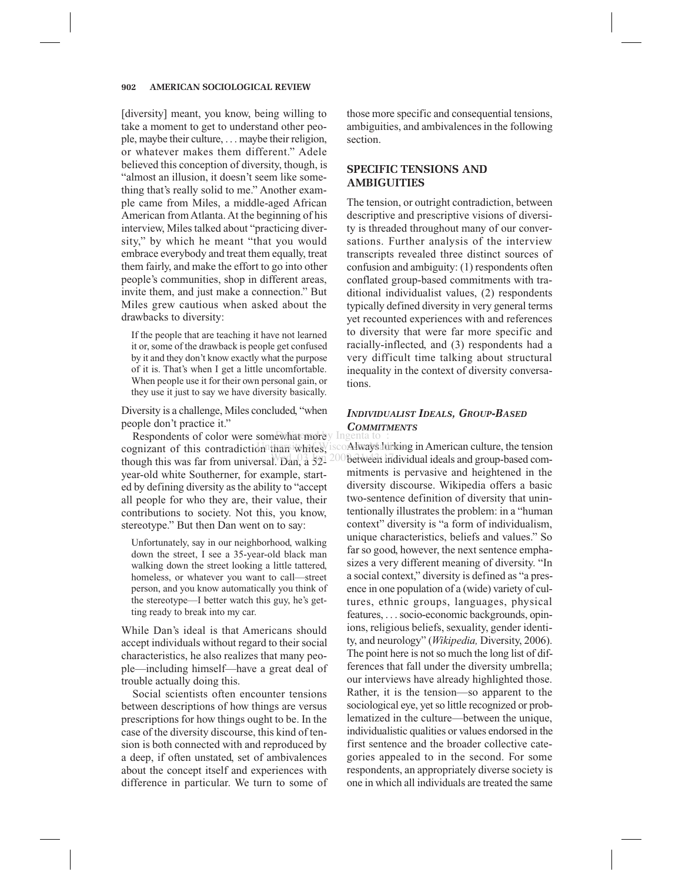[diversity] meant, you know, being willing to take a moment to get to understand other people, maybe their culture, . . . maybe their religion, or whatever makes them different." Adele believed this conception of diversity, though, is "almost an illusion, it doesn't seem like something that's really solid to me." Another example came from Miles, a middle-aged African American from Atlanta. At the beginning of his interview, Miles talked about "practicing diversity," by which he meant "that you would embrace everybody and treat them equally, treat them fairly, and make the effort to go into other people's communities, shop in different areas, invite them, and just make a connection." But Miles grew cautious when asked about the drawbacks to diversity:

> If the people that are teaching it have not learned it or, some of the drawback is people get confused by it and they don't know exactly what the purpose of it is. That's when I get a little uncomfortable. When people use it for their own personal gain, or they use it just to say we have diversity basically.

Diversity is a challenge, Miles concluded, "when people don't practice it."

Respondents of color were somewhat more cognizant of this contradiction than whites, though this was far from universal. Dan, a 52-year-old white Southerner, for example, started by defining diversity as the ability to "accept all people for who they are, their value, their contributions to society. Not this, you know, stereotype." But then Dan went on to say:

> Unfortunately, say in our neighborhood, walking down the street, I see a 35-year-old black man walking down the street looking a little tattered, homeless, or whatever you want to call—street person, and you know automatically you think of the stereotype—I better watch this guy, he's getting ready to break into my car.

While Dan's ideal is that Americans should accept individuals without regard to their social characteristics, he also realizes that many people—including himself—have a great deal of trouble actually doing this.

Social scientists often encounter tensions between descriptions of how things are versus prescriptions for how things ought to be. In the case of the diversity discourse, this kind of tension is both connected with and reproduced by a deep, if often unstated, set of ambivalences about the concept itself and experiences with difference in particular. We turn to some of those more specific and consequential tensions, ambiguities, and ambivalences in the following section.

## SPECIFIC TENSIONS AND AMBIGUITIES

The tension, or outright contradiction, between descriptive and prescriptive visions of diversity is threaded throughout many of our conversations. Further analysis of the interview transcripts revealed three distinct sources of confusion and ambiguity: (1) respondents often conflated group-based commitments with traditional individualist values, (2) respondents typically defined diversity in very general terms yet recounted experiences with and references to diversity that were far more specific and racially-inflected, and (3) respondents had a very difficult time talking about structural inequality in the context of diversity conversations.

### *INDIVIDUALIST IDEALS, GROUP-BASED COMMITMENTS*

Always lurking in American culture, the tension between individual ideals and group-based commitments is pervasive and heightened in the diversity discourse. Wikipedia offers a basic two-sentence definition of diversity that unintentionally illustrates the problem: in a "human context" diversity is "a form of individualism, unique characteristics, beliefs and values." So far so good, however, the next sentence emphasizes a very different meaning of diversity. "In a social context," diversity is defined as "a presence in one population of a (wide) variety of cultures, ethnic groups, languages, physical features, . . . socio-economic backgrounds, opinions, religious beliefs, sexuality, gender identity, and neurology" (*Wikipedia,* Diversity, 2006). The point here is not so much the long list of differences that fall under the diversity umbrella; our interviews have already highlighted those. Rather, it is the tension—so apparent to the sociological eye, yet so little recognized or problematized in the culture—between the unique, individualistic qualities or values endorsed in the first sentence and the broader collective categories appealed to in the second. For some respondents, an appropriately diverse society is one in which all individuals are treated the same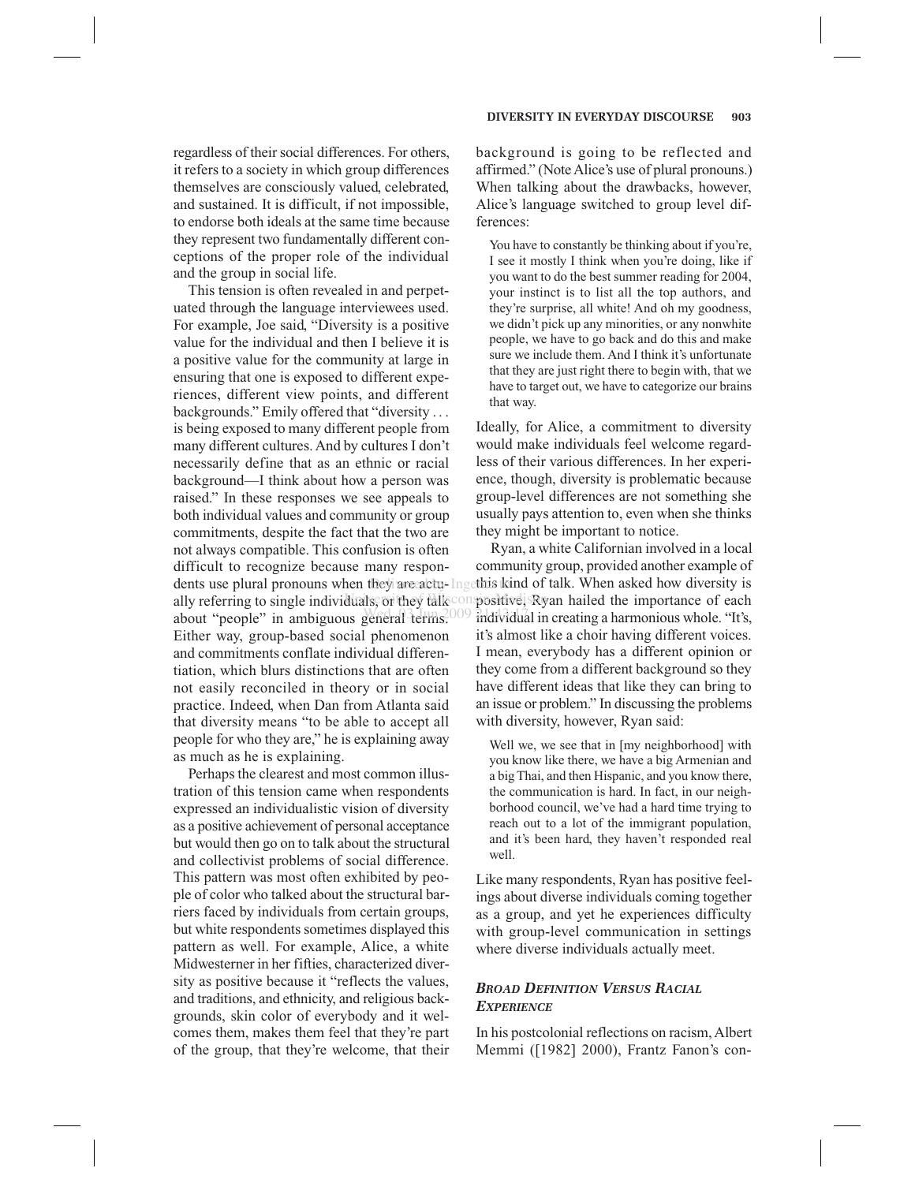regardless of their social differences. For others, it refers to a society in which group differences themselves are consciously valued, celebrated, and sustained. It is difficult, if not impossible, to endorse both ideals at the same time because they represent two fundamentally different conceptions of the proper role of the individual and the group in social life.

This tension is often revealed in and perpetuated through the language interviewees used. For example, Joe said, "Diversity is a positive value for the individual and then I believe it is a positive value for the community at large in ensuring that one is exposed to different experiences, different view points, and different backgrounds." Emily offered that "diversity . . . is being exposed to many different people from many different cultures. And by cultures I don't necessarily define that as an ethnic or racial background—I think about how a person was raised." In these responses we see appeals to both individual values and community or group commitments, despite the fact that the two are not always compatible. This confusion is often difficult to recognize because many respondents use plural pronouns when they are actually referring to single individuals, or they talk about "people" in ambiguous general terms. Either way, group-based social phenomenon and commitments conflate individual differentiation, which blurs distinctions that are often not easily reconciled in theory or in social practice. Indeed, when Dan from Atlanta said that diversity means "to be able to accept all people for who they are," he is explaining away as much as he is explaining.

Perhaps the clearest and most common illustration of this tension came when respondents expressed an individualistic vision of diversity as a positive achievement of personal acceptance but would then go on to talk about the structural and collectivist problems of social difference. This pattern was most often exhibited by people of color who talked about the structural barriers faced by individuals from certain groups, but white respondents sometimes displayed this pattern as well. For example, Alice, a white Midwesterner in her fifties, characterized diversity as positive because it "reflects the values, and traditions, and ethnicity, and religious backgrounds, skin color of everybody and it welcomes them, makes them feel that they're part of the group, that they're welcome, that their background is going to be reflected and affirmed." (Note Alice's use of plural pronouns.) When talking about the drawbacks, however, Alice's language switched to group level differences:

> You have to constantly be thinking about if you're, I see it mostly I think when you're doing, like if you want to do the best summer reading for 2004, your instinct is to list all the top authors, and they're surprise, all white! And oh my goodness, we didn't pick up any minorities, or any nonwhite people, we have to go back and do this and make sure we include them. And I think it's unfortunate that they are just right there to begin with, that we have to target out, we have to categorize our brains that way.

Ideally, for Alice, a commitment to diversity would make individuals feel welcome regardless of their various differences. In her experience, though, diversity is problematic because group-level differences are not something she usually pays attention to, even when she thinks they might be important to notice.

Ryan, a white Californian involved in a local community group, provided another example of this kind of talk. When asked how diversity is positive, Ryan hailed the importance of each individual in creating a harmonious whole. "It's, it's almost like a choir having different voices. I mean, everybody has a different opinion or they come from a different background so they have different ideas that like they can bring to an issue or problem." In discussing the problems with diversity, however, Ryan said:

> Well we, we see that in [my neighborhood] with you know like there, we have a big Armenian and a big Thai, and then Hispanic, and you know there, the communication is hard. In fact, in our neighborhood council, we've had a hard time trying to reach out to a lot of the immigrant population, and it's been hard, they haven't responded real well.

Like many respondents, Ryan has positive feelings about diverse individuals coming together as a group, and yet he experiences difficulty with group-level communication in settings where diverse individuals actually meet.

### *Broad Definition Versus Racial Experience*

In his postcolonial reflections on racism, Albert Memmi ([1982] 2000), Frantz Fanon's con-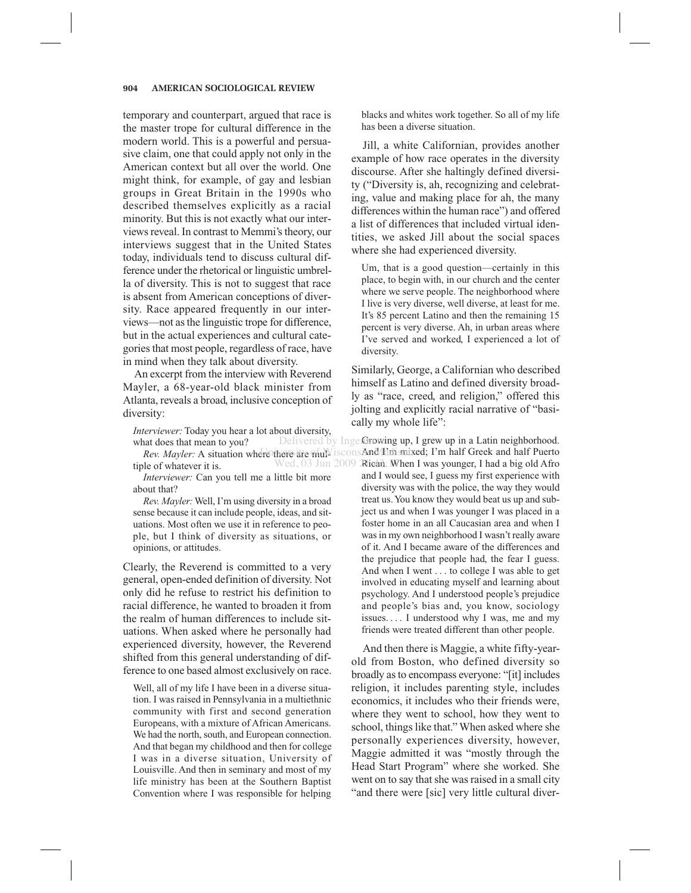temporary and counterpart, argued that race is the master trope for cultural difference in the modern world. This is a powerful and persuasive claim, one that could apply not only in the American context but all over the world. One might think, for example, of gay and lesbian groups in Great Britain in the 1990s who described themselves explicitly as a racial minority. But this is not exactly what our interviews reveal. In contrast to Memmi's theory, our interviews suggest that in the United States today, individuals tend to discuss cultural difference under the rhetorical or linguistic umbrella of diversity. This is not to suggest that race is absent from American conceptions of diversity. Race appeared frequently in our interviews—not as the linguistic trope for difference, but in the actual experiences and cultural categories that most people, regardless of race, have in mind when they talk about diversity.

An excerpt from the interview with Reverend Mayler, a 68-year-old black minister from Atlanta, reveals a broad, inclusive conception of diversity:

> *Interviewer:* Today you hear a lot about diversity, what does that mean to you?
>
> *Rev. Mayler:* A situation where there are multiple of whatever it is.
>
> *Interviewer:* Can you tell me a little bit more about that?
>
> *Rev. Mayler:* Well, I'm using diversity in a broad sense because it can include people, ideas, and situations. Most often we use it in reference to people, but I think of diversity as situations, or opinions, or attitudes.

Clearly, the Reverend is committed to a very general, open-ended definition of diversity. Not only did he refuse to restrict his definition to racial difference, he wanted to broaden it from the realm of human differences to include situations. When asked where he personally had experienced diversity, however, the Reverend shifted from this general understanding of difference to one based almost exclusively on race.

> Well, all of my life I have been in a diverse situation. I was raised in Pennsylvania in a multiethnic community with first and second generation Europeans, with a mixture of African Americans. We had the north, south, and European connection. And that began my childhood and then for college I was in a diverse situation, University of Louisville. And then in seminary and most of my life ministry has been at the Southern Baptist Convention where I was responsible for helping blacks and whites work together. So all of my life has been a diverse situation.

Jill, a white Californian, provides another example of how race operates in the diversity discourse. After she haltingly defined diversity ("Diversity is, ah, recognizing and celebrating, value and making place for ah, the many differences within the human race") and offered a list of differences that included virtual identities, we asked Jill about the social spaces where she had experienced diversity.

> Um, that is a good question—certainly in this place, to begin with, in our church and the center where we serve people. The neighborhood where I live is very diverse, well diverse, at least for me. It's 85 percent Latino and then the remaining 15 percent is very diverse. Ah, in urban areas where I've served and worked, I experienced a lot of diversity.

Similarly, George, a Californian who described himself as Latino and defined diversity broadly as "race, creed, and religion," offered this jolting and explicitly racial narrative of "basically my whole life":

> Growing up, I grew up in a Latin neighborhood. And I'm mixed; I'm half Greek and half Puerto Rican. When I was younger, I had a big old Afro and I would see, I guess my first experience with diversity was with the police, the way they would treat us. You know they would beat us up and subject us and when I was younger I was placed in a foster home in an all Caucasian area and when I was in my own neighborhood I wasn't really aware of it. And I became aware of the differences and the prejudice that people had, the fear I guess. And when I went . . . to college I was able to get involved in educating myself and learning about psychology. And I understood people's prejudice and people's bias and, you know, sociology issues. . . . I understood why I was, me and my friends were treated different than other people.

And then there is Maggie, a white fifty-year-old from Boston, who defined diversity so broadly as to encompass everyone: "[it] includes religion, it includes parenting style, includes economics, it includes who their friends were, where they went to school, how they went to school, things like that." When asked where she personally experiences diversity, however, Maggie admitted it was "mostly through the Head Start Program" where she worked. She went on to say that she was raised in a small city "and there were [sic] very little cultural diver-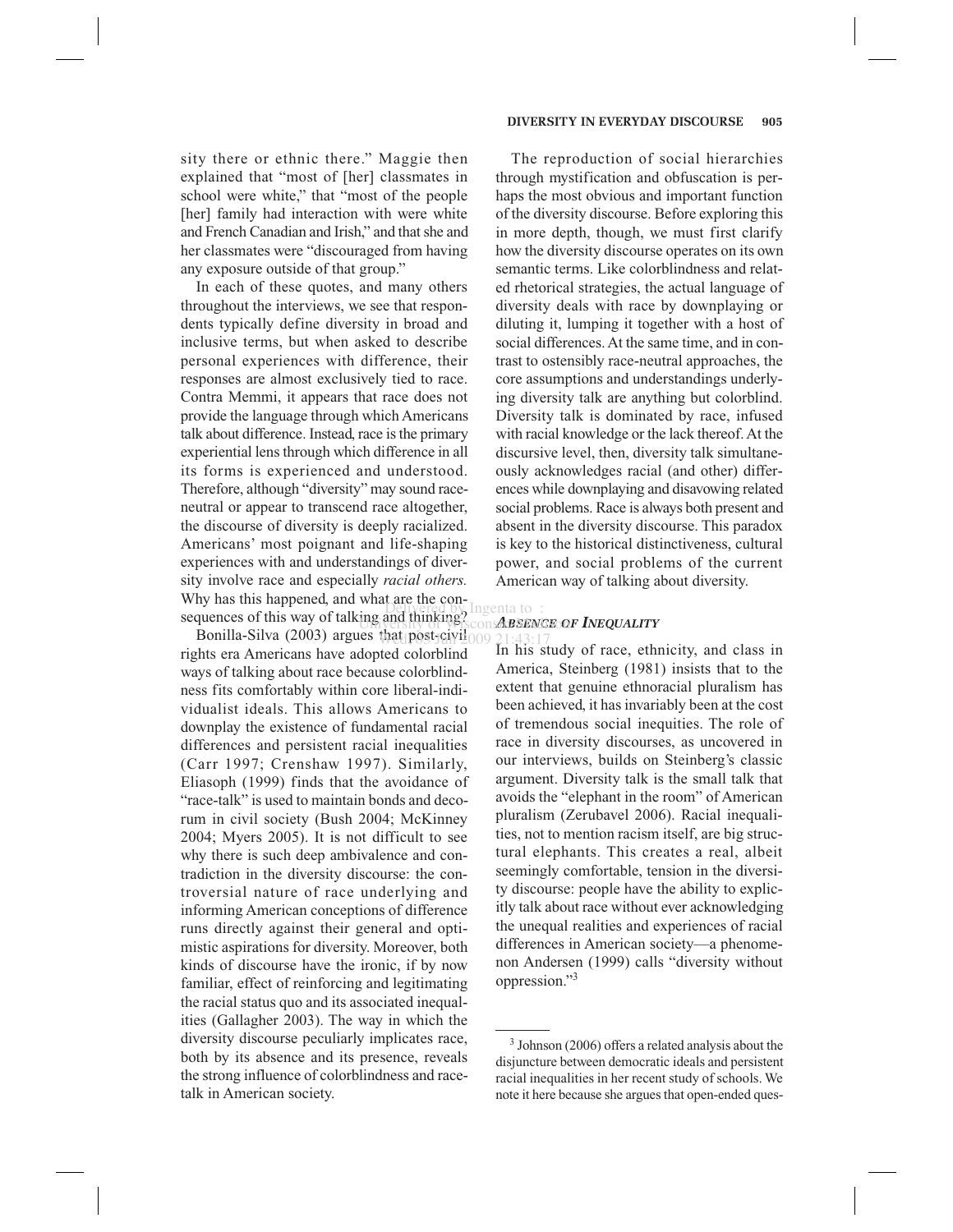sity there or ethnic there." Maggie then explained that "most of [her] classmates in school were white," that "most of the people [her] family had interaction with were white and French Canadian and Irish," and that she and her classmates were "discouraged from having any exposure outside of that group."

In each of these quotes, and many others throughout the interviews, we see that respondents typically define diversity in broad and inclusive terms, but when asked to describe personal experiences with difference, their responses are almost exclusively tied to race. Contra Memmi, it appears that race does not provide the language through which Americans talk about difference. Instead, race is the primary experiential lens through which difference in all its forms is experienced and understood. Therefore, although "diversity" may sound race-neutral or appear to transcend race altogether, the discourse of diversity is deeply racialized. Americans' most poignant and life-shaping experiences with and understandings of diversity involve race and especially *racial others.* Why has this happened, and what are the consequences of this way of talking and thinking?

Bonilla-Silva (2003) argues that post-civil rights era Americans have adopted colorblind ways of talking about race because colorblindness fits comfortably within core liberal-individualist ideals. This allows Americans to downplay the existence of fundamental racial differences and persistent racial inequalities (Carr 1997; Crenshaw 1997). Similarly, Eliasoph (1999) finds that the avoidance of "race-talk" is used to maintain bonds and decorum in civil society (Bush 2004; McKinney 2004; Myers 2005). It is not difficult to see why there is such deep ambivalence and contradiction in the diversity discourse: the controversial nature of race underlying and informing American conceptions of difference runs directly against their general and optimistic aspirations for diversity. Moreover, both kinds of discourse have the ironic, if by now familiar, effect of reinforcing and legitimating the racial status quo and its associated inequalities (Gallagher 2003). The way in which the diversity discourse peculiarly implicates race, both by its absence and its presence, reveals the strong influence of colorblindness and race-talk in American society.

The reproduction of social hierarchies through mystification and obfuscation is perhaps the most obvious and important function of the diversity discourse. Before exploring this in more depth, though, we must first clarify how the diversity discourse operates on its own semantic terms. Like colorblindness and related rhetorical strategies, the actual language of diversity deals with race by downplaying or diluting it, lumping it together with a host of social differences. At the same time, and in contrast to ostensibly race-neutral approaches, the core assumptions and understandings underlying diversity talk are anything but colorblind. Diversity talk is dominated by race, infused with racial knowledge or the lack thereof. At the discursive level, then, diversity talk simultaneously acknowledges racial (and other) differences while downplaying and disavowing related social problems. Race is always both present and absent in the diversity discourse. This paradox is key to the historical distinctiveness, cultural power, and social problems of the current American way of talking about diversity.

### *Absence of Inequality*

In his study of race, ethnicity, and class in America, Steinberg (1981) insists that to the extent that genuine ethnoracial pluralism has been achieved, it has invariably been at the cost of tremendous social inequities. The role of race in diversity discourses, as uncovered in our interviews, builds on Steinberg's classic argument. Diversity talk is the small talk that avoids the "elephant in the room" of American pluralism (Zerubavel 2006). Racial inequalities, not to mention racism itself, are big structural elephants. This creates a real, albeit seemingly comfortable, tension in the diversity discourse: people have the ability to explicitly talk about race without ever acknowledging the unequal realities and experiences of racial differences in American society—a phenomenon Andersen (1999) calls "diversity without oppression."[3]

[3] Johnson (2006) offers a related analysis about the disjuncture between democratic ideals and persistent racial inequalities in her recent study of schools. We note it here because she argues that open-ended ques-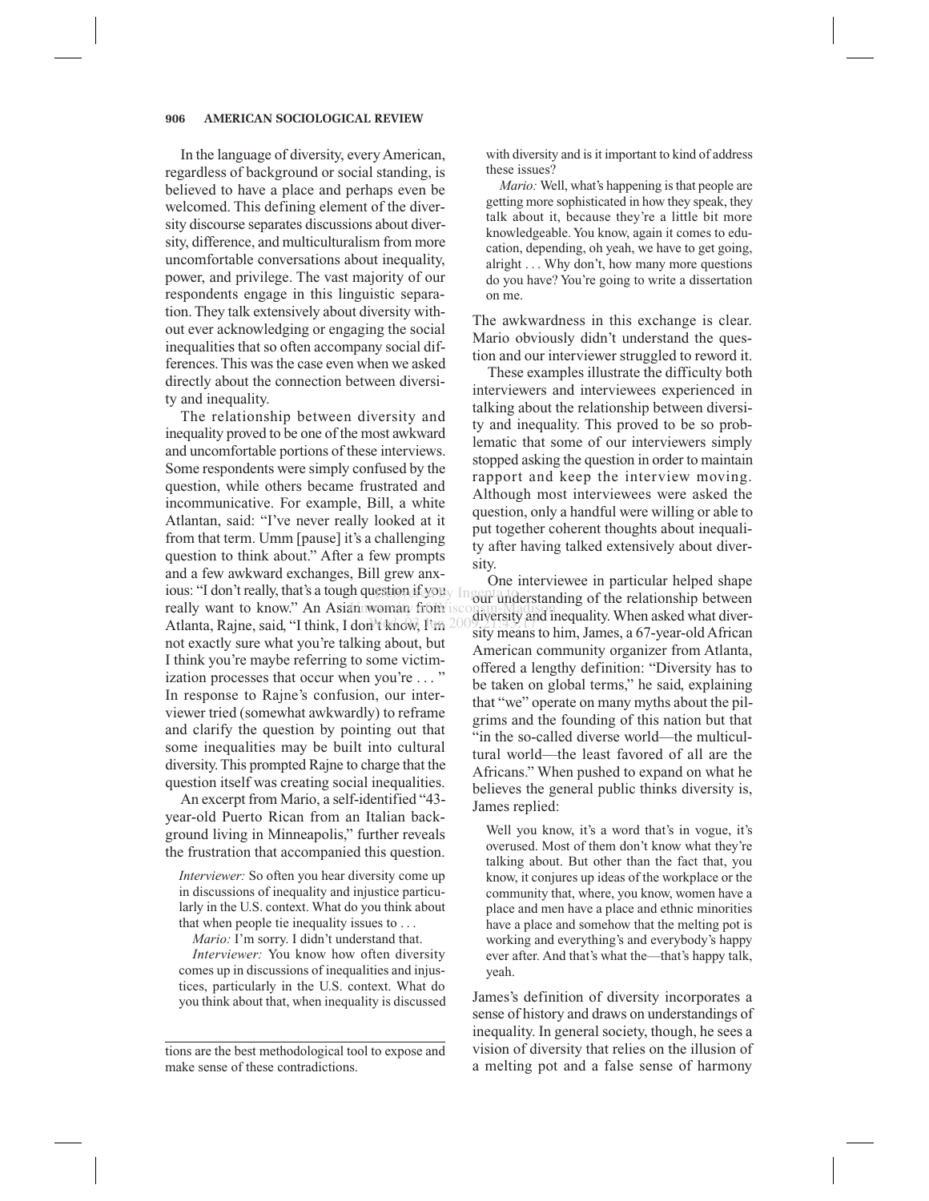In the language of diversity, every American, regardless of background or social standing, is believed to have a place and perhaps even be welcomed. This defining element of the diversity discourse separates discussions about diversity, difference, and multiculturalism from more uncomfortable conversations about inequality, power, and privilege. The vast majority of our respondents engage in this linguistic separation. They talk extensively about diversity without ever acknowledging or engaging the social inequalities that so often accompany social differences. This was the case even when we asked directly about the connection between diversity and inequality.

The relationship between diversity and inequality proved to be one of the most awkward and uncomfortable portions of these interviews. Some respondents were simply confused by the question, while others became frustrated and incommunicative. For example, Bill, a white Atlantan, said: "I've never really looked at it from that term. Umm [pause] it's a challenging question to think about." After a few prompts and a few awkward exchanges, Bill grew anxious: "I don't really, that's a tough question if you really want to know." An Asian woman from Atlanta, Rajne, said, "I think, I don't know, I'm not exactly sure what you're talking about, but I think you're maybe referring to some victimization processes that occur when you're . . . " In response to Rajne's confusion, our interviewer tried (somewhat awkwardly) to reframe and clarify the question by pointing out that some inequalities may be built into cultural diversity. This prompted Rajne to charge that the question itself was creating social inequalities.

An excerpt from Mario, a self-identified "43-year-old Puerto Rican from an Italian background living in Minneapolis," further reveals the frustration that accompanied this question.

> *Interviewer:* So often you hear diversity come up in discussions of inequality and injustice particularly in the U.S. context. What do you think about that when people tie inequality issues to . . .
>
> *Mario:* I'm sorry. I didn't understand that.
>
> *Interviewer:* You know how often diversity comes up in discussions of inequalities and injustices, particularly in the U.S. context. What do you think about that, when inequality is discussed with diversity and is it important to kind of address these issues?
>
> *Mario:* Well, what's happening is that people are getting more sophisticated in how they speak, they talk about it, because they're a little bit more knowledgeable. You know, again it comes to education, depending, oh yeah, we have to get going, alright . . . Why don't, how many more questions do you have? You're going to write a dissertation on me.

The awkwardness in this exchange is clear. Mario obviously didn't understand the question and our interviewer struggled to reword it.

These examples illustrate the difficulty both interviewers and interviewees experienced in talking about the relationship between diversity and inequality. This proved to be so problematic that some of our interviewers simply stopped asking the question in order to maintain rapport and keep the interview moving. Although most interviewees were asked the question, only a handful were willing or able to put together coherent thoughts about inequality after having talked extensively about diversity.

One interviewee in particular helped shape our understanding of the relationship between diversity and inequality. When asked what diversity means to him, James, a 67-year-old African American community organizer from Atlanta, offered a lengthy definition: "Diversity has to be taken on global terms," he said, explaining that "we" operate on many myths about the pilgrims and the founding of this nation but that "in the so-called diverse world—the multicultural world—the least favored of all are the Africans." When pushed to expand on what he believes the general public thinks diversity is, James replied:

> Well you know, it's a word that's in vogue, it's overused. Most of them don't know what they're talking about. But other than the fact that, you know, it conjures up ideas of the workplace or the community that, where, you know, women have a place and men have a place and ethnic minorities have a place and somehow that the melting pot is working and everything's and everybody's happy ever after. And that's what the—that's happy talk, yeah.

James's definition of diversity incorporates a sense of history and draws on understandings of inequality. In general society, though, he sees a vision of diversity that relies on the illusion of a melting pot and a false sense of harmony

---

tions are the best methodological tool to expose and make sense of these contradictions.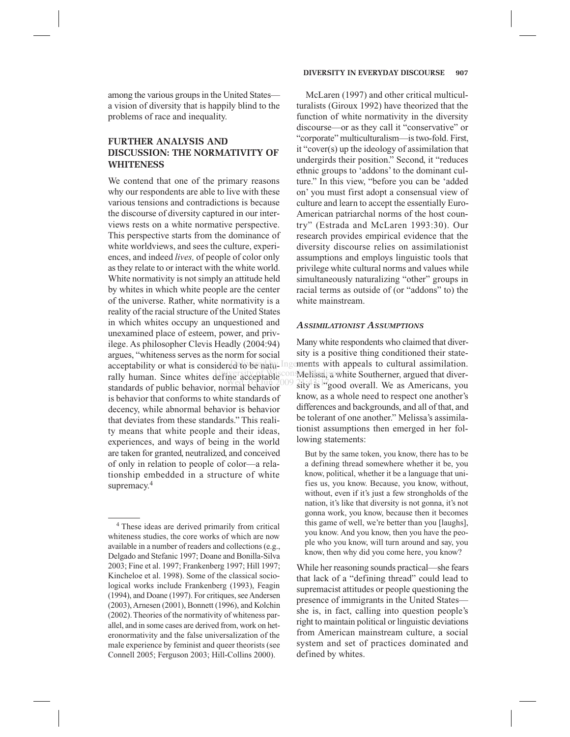among the various groups in the United States—a vision of diversity that is happily blind to the problems of race and inequality.

## FURTHER ANALYSIS AND DISCUSSION: THE NORMATIVITY OF WHITENESS

We contend that one of the primary reasons why our respondents are able to live with these various tensions and contradictions is because the discourse of diversity captured in our interviews rests on a white normative perspective. This perspective starts from the dominance of white worldviews, and sees the culture, experiences, and indeed *lives,* of people of color only as they relate to or interact with the white world. White normativity is not simply an attitude held by whites in which white people are the center of the universe. Rather, white normativity is a reality of the racial structure of the United States in which whites occupy an unquestioned and unexamined place of esteem, power, and privilege. As philosopher Clevis Headly (2004:94) argues, "whiteness serves as the norm for social acceptability or what is considered to be naturally human. Since whites define acceptable standards of public behavior, normal behavior is behavior that conforms to white standards of decency, while abnormal behavior is behavior that deviates from these standards." This reality means that white people and their ideas, experiences, and ways of being in the world are taken for granted, neutralized, and conceived of only in relation to people of color—a relationship embedded in a structure of white supremacy.[4]

McLaren (1997) and other critical multiculturalists (Giroux 1992) have theorized that the function of white normativity in the diversity discourse—or as they call it "conservative" or "corporate" multiculturalism—is two-fold. First, it "cover(s) up the ideology of assimilation that undergirds their position." Second, it "reduces ethnic groups to 'addons' to the dominant culture." In this view, "before you can be 'added on' you must first adopt a consensual view of culture and learn to accept the essentially Euro-American patriarchal norms of the host country" (Estrada and McLaren 1993:30). Our research provides empirical evidence that the diversity discourse relies on assimilationist assumptions and employs linguistic tools that privilege white cultural norms and values while simultaneously naturalizing "other" groups in racial terms as outside of (or "addons" to) the white mainstream.

### *ASSIMILATIONIST ASSUMPTIONS*

Many white respondents who claimed that diversity is a positive thing conditioned their statements with appeals to cultural assimilation. Melissa, a white Southerner, argued that diversity is "good overall. We as Americans, you know, as a whole need to respect one another's differences and backgrounds, and all of that, and be tolerant of one another." Melissa's assimilationist assumptions then emerged in her following statements:

> But by the same token, you know, there has to be a defining thread somewhere whether it be, you know, political, whether it be a language that unifies us, you know. Because, you know, without, without, even if it's just a few strongholds of the nation, it's like that diversity is not gonna, it's not gonna work, you know, because then it becomes this game of well, we're better than you [laughs], you know. And you know, then you have the people who you know, will turn around and say, you know, then why did you come here, you know?

While her reasoning sounds practical—she fears that lack of a "defining thread" could lead to supremacist attitudes or people questioning the presence of immigrants in the United States—she is, in fact, calling into question people's right to maintain political or linguistic deviations from American mainstream culture, a social system and set of practices dominated and defined by whites.

---

[4] These ideas are derived primarily from critical whiteness studies, the core works of which are now available in a number of readers and collections (e.g., Delgado and Stefanic 1997; Doane and Bonilla-Silva 2003; Fine et al. 1997; Frankenberg 1997; Hill 1997; Kincheloe et al. 1998). Some of the classical sociological works include Frankenberg (1993), Feagin (1994), and Doane (1997). For critiques, see Andersen (2003), Arnesen (2001), Bonnett (1996), and Kolchin (2002). Theories of the normativity of whiteness parallel, and in some cases are derived from, work on heteronormativity and the false universalization of the male experience by feminist and queer theorists (see Connell 2005; Ferguson 2003; Hill-Collins 2000).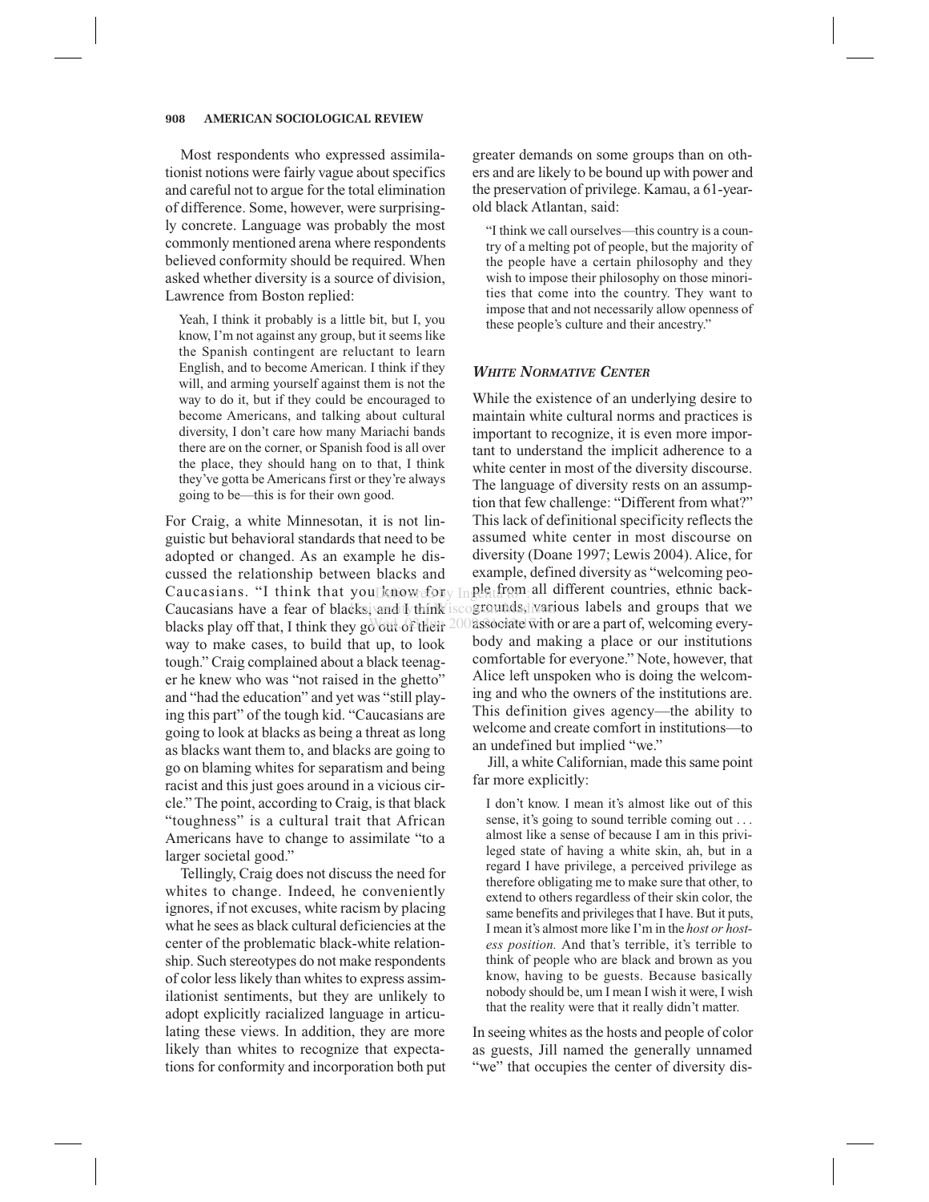Most respondents who expressed assimilationist notions were fairly vague about specifics and careful not to argue for the total elimination of difference. Some, however, were surprisingly concrete. Language was probably the most commonly mentioned arena where respondents believed conformity should be required. When asked whether diversity is a source of division, Lawrence from Boston replied:

> Yeah, I think it probably is a little bit, but I, you know, I'm not against any group, but it seems like the Spanish contingent are reluctant to learn English, and to become American. I think if they will, and arming yourself against them is not the way to do it, but if they could be encouraged to become Americans, and talking about cultural diversity, I don't care how many Mariachi bands there are on the corner, or Spanish food is all over the place, they should hang on to that, I think they've gotta be Americans first or they're always going to be—this is for their own good.

For Craig, a white Minnesotan, it is not linguistic but behavioral standards that need to be adopted or changed. As an example he discussed the relationship between blacks and Caucasians. "I think that you know for Caucasians have a fear of blacks, and I think blacks play off that, I think they go out of their way to make cases, to build that up, to look tough." Craig complained about a black teenager he knew who was "not raised in the ghetto" and "had the education" and yet was "still playing this part" of the tough kid. "Caucasians are going to look at blacks as being a threat as long as blacks want them to, and blacks are going to go on blaming whites for separatism and being racist and this just goes around in a vicious circle." The point, according to Craig, is that black "toughness" is a cultural trait that African Americans have to change to assimilate "to a larger societal good."

Tellingly, Craig does not discuss the need for whites to change. Indeed, he conveniently ignores, if not excuses, white racism by placing what he sees as black cultural deficiencies at the center of the problematic black-white relationship. Such stereotypes do not make respondents of color less likely than whites to express assimilationist sentiments, but they are unlikely to adopt explicitly racialized language in articulating these views. In addition, they are more likely than whites to recognize that expectations for conformity and incorporation both put greater demands on some groups than on others and are likely to be bound up with power and the preservation of privilege. Kamau, a 61-year-old black Atlantan, said:

> "I think we call ourselves—this country is a country of a melting pot of people, but the majority of the people have a certain philosophy and they wish to impose their philosophy on those minorities that come into the country. They want to impose that and not necessarily allow openness of these people's culture and their ancestry."

### *WHITE NORMATIVE CENTER*

While the existence of an underlying desire to maintain white cultural norms and practices is important to recognize, it is even more important to understand the implicit adherence to a white center in most of the diversity discourse. The language of diversity rests on an assumption that few challenge: "Different from what?" This lack of definitional specificity reflects the assumed white center in most discourse on diversity (Doane 1997; Lewis 2004). Alice, for example, defined diversity as "welcoming people from all different countries, ethnic backgrounds, various labels and groups that we associate with or are a part of, welcoming everybody and making a place or our institutions comfortable for everyone." Note, however, that Alice left unspoken who is doing the welcoming and who the owners of the institutions are. This definition gives agency—the ability to welcome and create comfort in institutions—to an undefined but implied "we."

Jill, a white Californian, made this same point far more explicitly:

> I don't know. I mean it's almost like out of this sense, it's going to sound terrible coming out . . . almost like a sense of because I am in this privileged state of having a white skin, ah, but in a regard I have privilege, a perceived privilege as therefore obligating me to make sure that other, to extend to others regardless of their skin color, the same benefits and privileges that I have. But it puts, I mean it's almost more like I'm in the *host or hostess position.* And that's terrible, it's terrible to think of people who are black and brown as you know, having to be guests. Because basically nobody should be, um I mean I wish it were, I wish that the reality were that it really didn't matter.

In seeing whites as the hosts and people of color as guests, Jill named the generally unnamed "we" that occupies the center of diversity dis-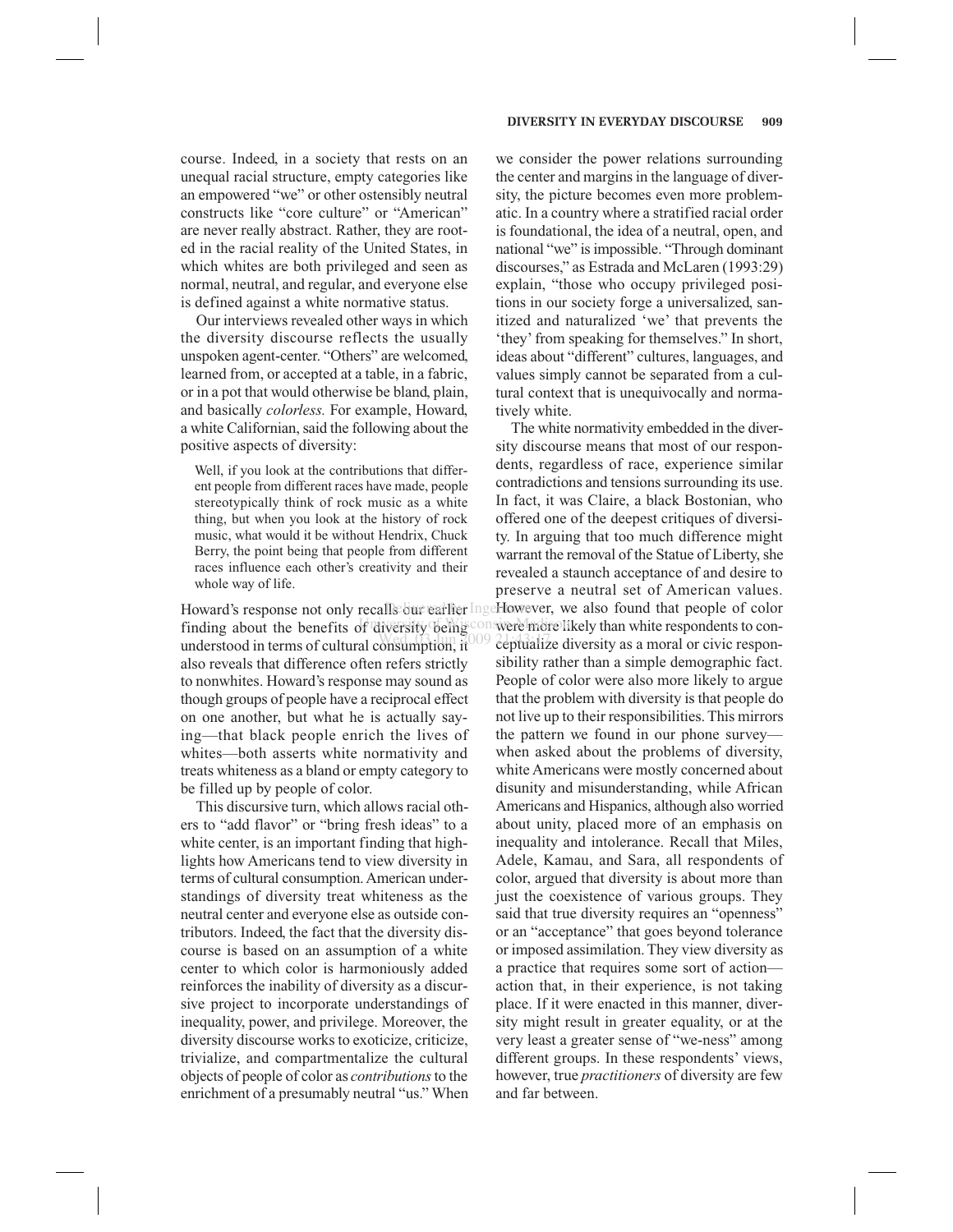course. Indeed, in a society that rests on an unequal racial structure, empty categories like an empowered "we" or other ostensibly neutral constructs like "core culture" or "American" are never really abstract. Rather, they are rooted in the racial reality of the United States, in which whites are both privileged and seen as normal, neutral, and regular, and everyone else is defined against a white normative status.

Our interviews revealed other ways in which the diversity discourse reflects the usually unspoken agent-center. "Others" are welcomed, learned from, or accepted at a table, in a fabric, or in a pot that would otherwise be bland, plain, and basically *colorless.* For example, Howard, a white Californian, said the following about the positive aspects of diversity:

> Well, if you look at the contributions that different people from different races have made, people stereotypically think of rock music as a white thing, but when you look at the history of rock music, what would it be without Hendrix, Chuck Berry, the point being that people from different races influence each other's creativity and their whole way of life.

Howard's response not only recalls our earlier finding about the benefits of diversity being understood in terms of cultural consumption, it also reveals that difference often refers strictly to nonwhites. Howard's response may sound as though groups of people have a reciprocal effect on one another, but what he is actually saying—that black people enrich the lives of whites—both asserts white normativity and treats whiteness as a bland or empty category to be filled up by people of color.

This discursive turn, which allows racial others to "add flavor" or "bring fresh ideas" to a white center, is an important finding that highlights how Americans tend to view diversity in terms of cultural consumption. American understandings of diversity treat whiteness as the neutral center and everyone else as outside contributors. Indeed, the fact that the diversity discourse is based on an assumption of a white center to which color is harmoniously added reinforces the inability of diversity as a discursive project to incorporate understandings of inequality, power, and privilege. Moreover, the diversity discourse works to exoticize, criticize, trivialize, and compartmentalize the cultural objects of people of color as *contributions* to the enrichment of a presumably neutral "us." When we consider the power relations surrounding the center and margins in the language of diversity, the picture becomes even more problematic. In a country where a stratified racial order is foundational, the idea of a neutral, open, and national "we" is impossible. "Through dominant discourses," as Estrada and McLaren (1993:29) explain, "those who occupy privileged positions in our society forge a universalized, sanitized and naturalized 'we' that prevents the 'they' from speaking for themselves." In short, ideas about "different" cultures, languages, and values simply cannot be separated from a cultural context that is unequivocally and normatively white.

The white normativity embedded in the diversity discourse means that most of our respondents, regardless of race, experience similar contradictions and tensions surrounding its use. In fact, it was Claire, a black Bostonian, who offered one of the deepest critiques of diversity. In arguing that too much difference might warrant the removal of the Statue of Liberty, she revealed a staunch acceptance of and desire to preserve a neutral set of American values. However, we also found that people of color were more likely than white respondents to conceptualize diversity as a moral or civic responsibility rather than a simple demographic fact. People of color were also more likely to argue that the problem with diversity is that people do not live up to their responsibilities. This mirrors the pattern we found in our phone survey—when asked about the problems of diversity, white Americans were mostly concerned about disunity and misunderstanding, while African Americans and Hispanics, although also worried about unity, placed more of an emphasis on inequality and intolerance. Recall that Miles, Adele, Kamau, and Sara, all respondents of color, argued that diversity is about more than just the coexistence of various groups. They said that true diversity requires an "openness" or an "acceptance" that goes beyond tolerance or imposed assimilation. They view diversity as a practice that requires some sort of action—action that, in their experience, is not taking place. If it were enacted in this manner, diversity might result in greater equality, or at the very least a greater sense of "we-ness" among different groups. In these respondents' views, however, true *practitioners* of diversity are few and far between.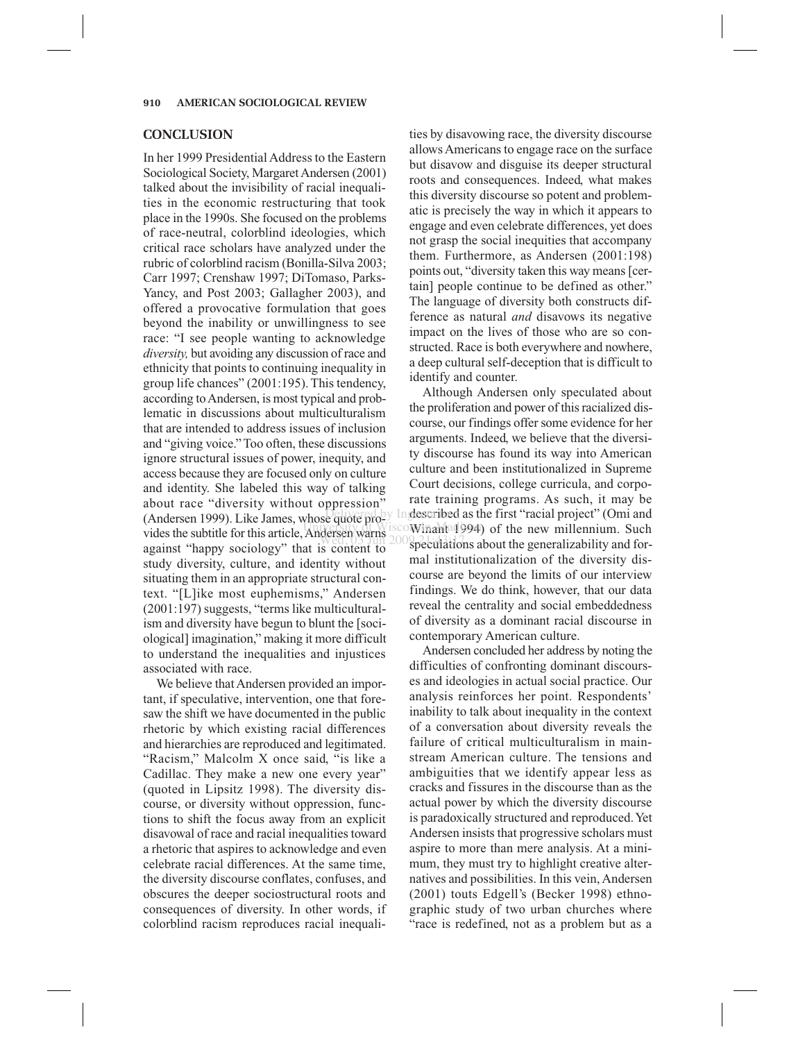## CONCLUSION

In her 1999 Presidential Address to the Eastern Sociological Society, Margaret Andersen (2001) talked about the invisibility of racial inequalities in the economic restructuring that took place in the 1990s. She focused on the problems of race-neutral, colorblind ideologies, which critical race scholars have analyzed under the rubric of colorblind racism (Bonilla-Silva 2003; Carr 1997; Crenshaw 1997; DiTomaso, Parks-Yancy, and Post 2003; Gallagher 2003), and offered a provocative formulation that goes beyond the inability or unwillingness to see race: "I see people wanting to acknowledge *diversity,* but avoiding any discussion of race and ethnicity that points to continuing inequality in group life chances" (2001:195). This tendency, according to Andersen, is most typical and problematic in discussions about multiculturalism that are intended to address issues of inclusion and "giving voice." Too often, these discussions ignore structural issues of power, inequity, and access because they are focused only on culture and identity. She labeled this way of talking about race "diversity without oppression" (Andersen 1999). Like James, whose quote provides the subtitle for this article, Andersen warns against "happy sociology" that is content to study diversity, culture, and identity without situating them in an appropriate structural context. "[L]ike most euphemisms," Andersen (2001:197) suggests, "terms like multiculturalism and diversity have begun to blunt the [sociological] imagination," making it more difficult to understand the inequalities and injustices associated with race.

We believe that Andersen provided an important, if speculative, intervention, one that foresaw the shift we have documented in the public rhetoric by which existing racial differences and hierarchies are reproduced and legitimated. "Racism," Malcolm X once said, "is like a Cadillac. They make a new one every year" (quoted in Lipsitz 1998). The diversity discourse, or diversity without oppression, functions to shift the focus away from an explicit disavowal of race and racial inequalities toward a rhetoric that aspires to acknowledge and even celebrate racial differences. At the same time, the diversity discourse conflates, confuses, and obscures the deeper sociostructural roots and consequences of diversity. In other words, if colorblind racism reproduces racial inequalities by disavowing race, the diversity discourse allows Americans to engage race on the surface but disavow and disguise its deeper structural roots and consequences. Indeed, what makes this diversity discourse so potent and problematic is precisely the way in which it appears to engage and even celebrate differences, yet does not grasp the social inequities that accompany them. Furthermore, as Andersen (2001:198) points out, "diversity taken this way means [certain] people continue to be defined as other." The language of diversity both constructs difference as natural *and* disavows its negative impact on the lives of those who are so constructed. Race is both everywhere and nowhere, a deep cultural self-deception that is difficult to identify and counter.

Although Andersen only speculated about the proliferation and power of this racialized discourse, our findings offer some evidence for her arguments. Indeed, we believe that the diversity discourse has found its way into American culture and been institutionalized in Supreme Court decisions, college curricula, and corporate training programs. As such, it may be described as the first "racial project" (Omi and Winant 1994) of the new millennium. Such speculations about the generalizability and formal institutionalization of the diversity discourse are beyond the limits of our interview findings. We do think, however, that our data reveal the centrality and social embeddedness of diversity as a dominant racial discourse in contemporary American culture.

Andersen concluded her address by noting the difficulties of confronting dominant discourses and ideologies in actual social practice. Our analysis reinforces her point. Respondents' inability to talk about inequality in the context of a conversation about diversity reveals the failure of critical multiculturalism in mainstream American culture. The tensions and ambiguities that we identify appear less as cracks and fissures in the discourse than as the actual power by which the diversity discourse is paradoxically structured and reproduced. Yet Andersen insists that progressive scholars must aspire to more than mere analysis. At a minimum, they must try to highlight creative alternatives and possibilities. In this vein, Andersen (2001) touts Edgell's (Becker 1998) ethnographic study of two urban churches where "race is redefined, not as a problem but as a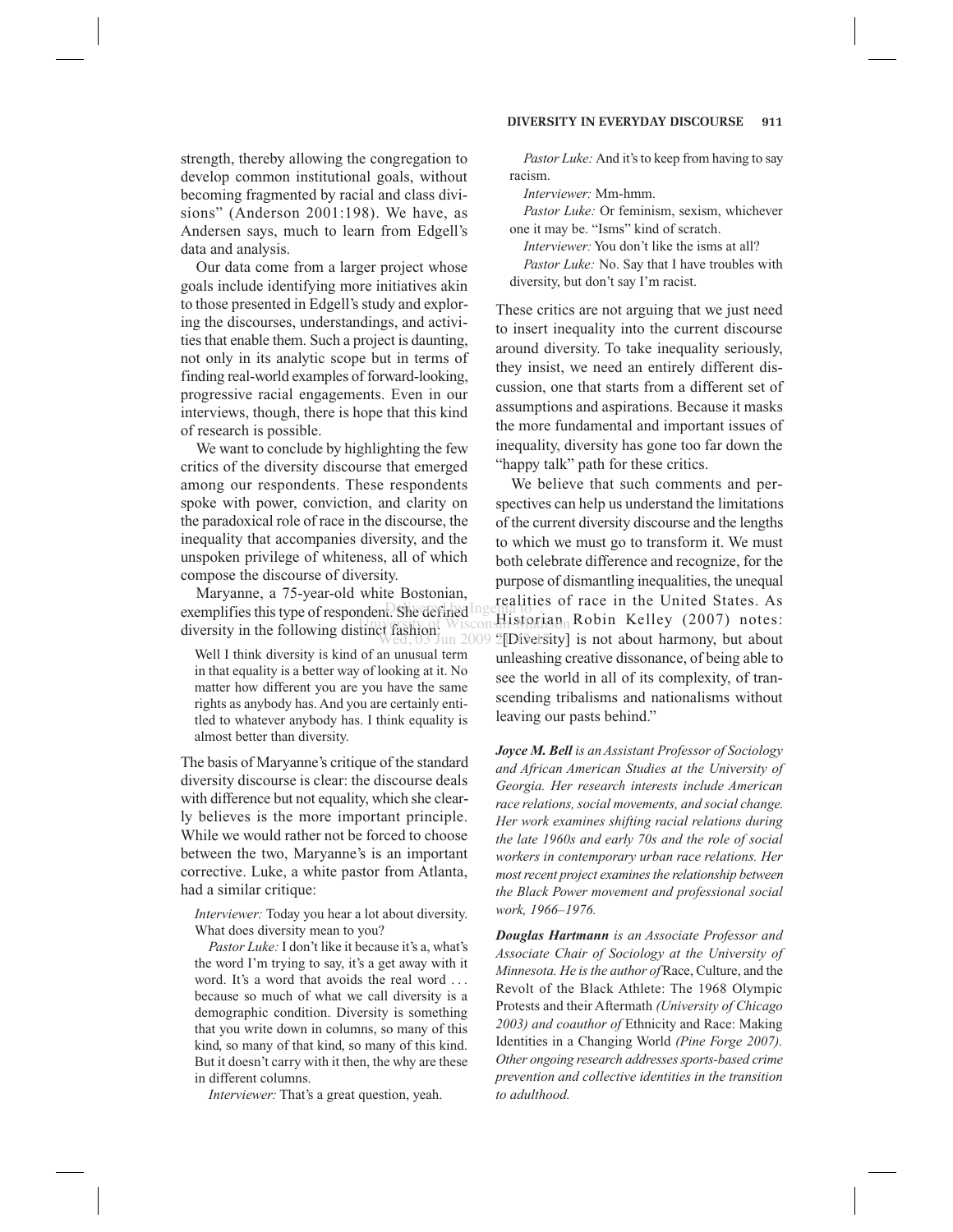strength, thereby allowing the congregation to develop common institutional goals, without becoming fragmented by racial and class divisions" (Anderson 2001:198). We have, as Andersen says, much to learn from Edgell's data and analysis.

Our data come from a larger project whose goals include identifying more initiatives akin to those presented in Edgell's study and exploring the discourses, understandings, and activities that enable them. Such a project is daunting, not only in its analytic scope but in terms of finding real-world examples of forward-looking, progressive racial engagements. Even in our interviews, though, there is hope that this kind of research is possible.

We want to conclude by highlighting the few critics of the diversity discourse that emerged among our respondents. These respondents spoke with power, conviction, and clarity on the paradoxical role of race in the discourse, the inequality that accompanies diversity, and the unspoken privilege of whiteness, all of which compose the discourse of diversity.

Maryanne, a 75-year-old white Bostonian, exemplifies this type of respondent. She defined diversity in the following distinct fashion:

> Well I think diversity is kind of an unusual term in that equality is a better way of looking at it. No matter how different you are you have the same rights as anybody has. And you are certainly entitled to whatever anybody has. I think equality is almost better than diversity.

The basis of Maryanne's critique of the standard diversity discourse is clear: the discourse deals with difference but not equality, which she clearly believes is the more important principle. While we would rather not be forced to choose between the two, Maryanne's is an important corrective. Luke, a white pastor from Atlanta, had a similar critique:

> *Interviewer:* Today you hear a lot about diversity. What does diversity mean to you?
>
> *Pastor Luke:* I don't like it because it's a, what's the word I'm trying to say, it's a get away with it word. It's a word that avoids the real word . . . because so much of what we call diversity is a demographic condition. Diversity is something that you write down in columns, so many of this kind, so many of that kind, so many of this kind. But it doesn't carry with it then, the why are these in different columns.
>
> *Interviewer:* That's a great question, yeah.
>
> *Pastor Luke:* And it's to keep from having to say racism.
>
> *Interviewer:* Mm-hmm.
>
> *Pastor Luke:* Or feminism, sexism, whichever one it may be. "Isms" kind of scratch.
>
> *Interviewer:* You don't like the isms at all?
>
> *Pastor Luke:* No. Say that I have troubles with diversity, but don't say I'm racist.

These critics are not arguing that we just need to insert inequality into the current discourse around diversity. To take inequality seriously, they insist, we need an entirely different discussion, one that starts from a different set of assumptions and aspirations. Because it masks the more fundamental and important issues of inequality, diversity has gone too far down the "happy talk" path for these critics.

We believe that such comments and perspectives can help us understand the limitations of the current diversity discourse and the lengths to which we must go to transform it. We must both celebrate difference and recognize, for the purpose of dismantling inequalities, the unequal realities of race in the United States. As Historian Robin Kelley (2007) notes: "[Diversity] is not about harmony, but about unleashing creative dissonance, of being able to see the world in all of its complexity, of transcending tribalisms and nationalisms without leaving our pasts behind."

***Joyce M. Bell** is an Assistant Professor of Sociology and African American Studies at the University of Georgia. Her research interests include American race relations, social movements, and social change. Her work examines shifting racial relations during the late 1960s and early 70s and the role of social workers in contemporary urban race relations. Her most recent project examines the relationship between the Black Power movement and professional social work, 1966–1976.*

***Douglas Hartmann** is an Associate Professor and Associate Chair of Sociology at the University of Minnesota. He is the author of* Race, Culture, and the Revolt of the Black Athlete: The 1968 Olympic Protests and their Aftermath *(University of Chicago 2003) and coauthor of* Ethnicity and Race: Making Identities in a Changing World *(Pine Forge 2007). Other ongoing research addresses sports-based crime prevention and collective identities in the transition to adulthood.*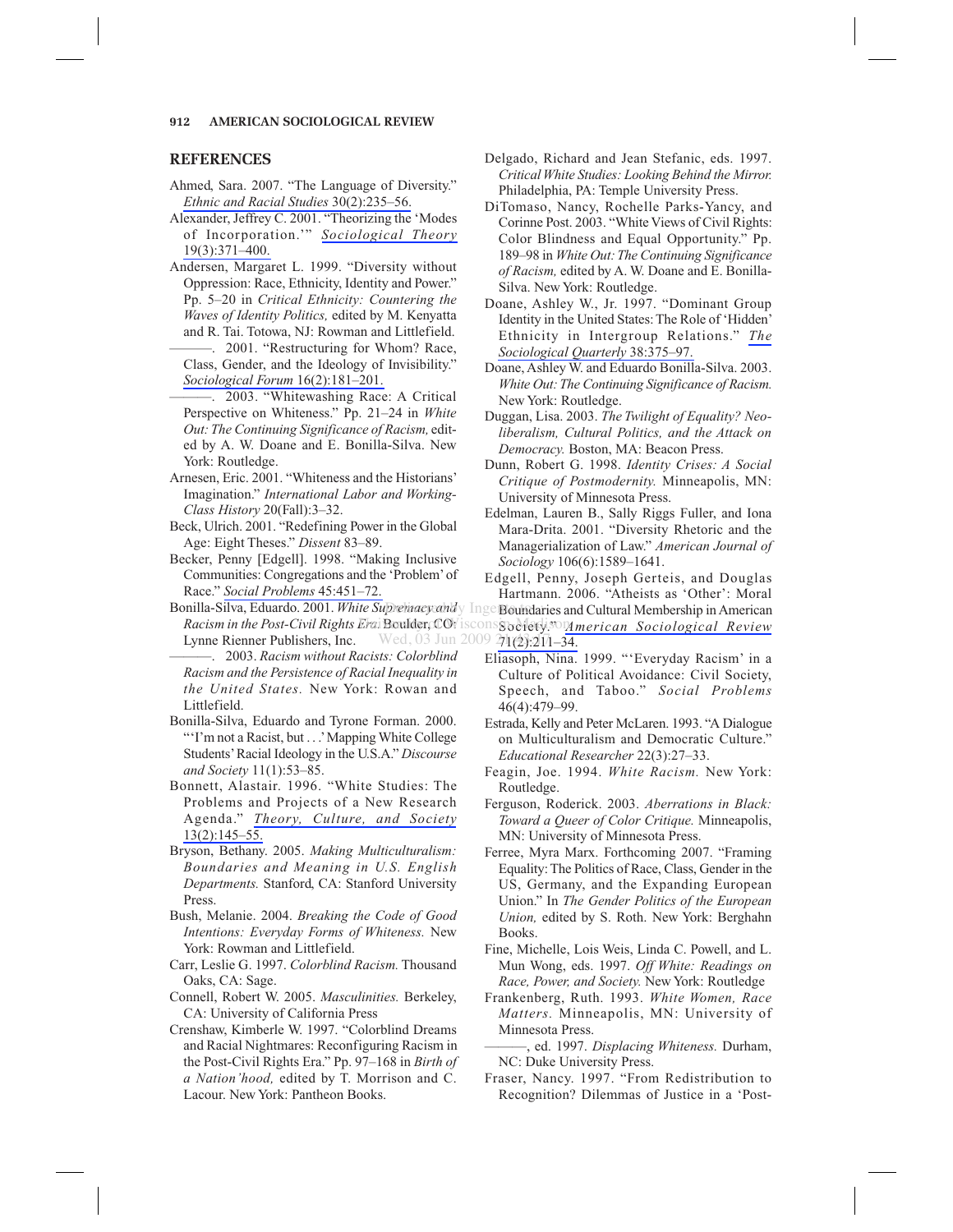## REFERENCES

Ahmed, Sara. 2007. "The Language of Diversity." *Ethnic and Racial Studies* 30(2):235–56.

Alexander, Jeffrey C. 2001. "Theorizing the 'Modes of Incorporation.'" *Sociological Theory* 19(3):371–400.

Andersen, Margaret L. 1999. "Diversity without Oppression: Race, Ethnicity, Identity and Power." Pp. 5–20 in *Critical Ethnicity: Countering the Waves of Identity Politics,* edited by M. Kenyatta and R. Tai. Totowa, NJ: Rowman and Littlefield.

———. 2001. "Restructuring for Whom? Race, Class, Gender, and the Ideology of Invisibility." *Sociological Forum* 16(2):181–201.

———. 2003. "Whitewashing Race: A Critical Perspective on Whiteness." Pp. 21–24 in *White Out: The Continuing Significance of Racism,* edited by A. W. Doane and E. Bonilla-Silva. New York: Routledge.

Arnesen, Eric. 2001. "Whiteness and the Historians' Imagination." *International Labor and Working-Class History* 20(Fall):3–32.

Beck, Ulrich. 2001. "Redefining Power in the Global Age: Eight Theses." *Dissent* 83–89.

Becker, Penny [Edgell]. 1998. "Making Inclusive Communities: Congregations and the 'Problem' of Race." *Social Problems* 45:451–72.

Bonilla-Silva, Eduardo. 2001. *White Supremacy and Racism in the Post-Civil Rights Era.* Boulder, CO: Lynne Rienner Publishers, Inc.

———. 2003. *Racism without Racists: Colorblind Racism and the Persistence of Racial Inequality in the United States.* New York: Rowan and Littlefield.

Bonilla-Silva, Eduardo and Tyrone Forman. 2000. "'I'm not a Racist, but . . .' Mapping White College Students' Racial Ideology in the U.S.A." *Discourse and Society* 11(1):53–85.

Bonnett, Alastair. 1996. "White Studies: The Problems and Projects of a New Research Agenda." *Theory, Culture, and Society* 13(2):145–55.

Bryson, Bethany. 2005. *Making Multiculturalism: Boundaries and Meaning in U.S. English Departments.* Stanford, CA: Stanford University Press.

Bush, Melanie. 2004. *Breaking the Code of Good Intentions: Everyday Forms of Whiteness.* New York: Rowman and Littlefield.

Carr, Leslie G. 1997. *Colorblind Racism.* Thousand Oaks, CA: Sage.

Connell, Robert W. 2005. *Masculinities.* Berkeley, CA: University of California Press

Crenshaw, Kimberle W. 1997. "Colorblind Dreams and Racial Nightmares: Reconfiguring Racism in the Post-Civil Rights Era." Pp. 97–168 in *Birth of a Nation'hood,* edited by T. Morrison and C. Lacour. New York: Pantheon Books.

Delgado, Richard and Jean Stefanic, eds. 1997. *Critical White Studies: Looking Behind the Mirror.* Philadelphia, PA: Temple University Press.

DiTomaso, Nancy, Rochelle Parks-Yancy, and Corinne Post. 2003. "White Views of Civil Rights: Color Blindness and Equal Opportunity." Pp. 189–98 in *White Out: The Continuing Significance of Racism,* edited by A. W. Doane and E. Bonilla-Silva. New York: Routledge.

Doane, Ashley W., Jr. 1997. "Dominant Group Identity in the United States: The Role of 'Hidden' Ethnicity in Intergroup Relations." *The Sociological Quarterly* 38:375–97.

Doane, Ashley W. and Eduardo Bonilla-Silva. 2003. *White Out: The Continuing Significance of Racism.* New York: Routledge.

Duggan, Lisa. 2003. *The Twilight of Equality? Neoliberalism, Cultural Politics, and the Attack on Democracy.* Boston, MA: Beacon Press.

Dunn, Robert G. 1998. *Identity Crises: A Social Critique of Postmodernity.* Minneapolis, MN: University of Minnesota Press.

Edelman, Lauren B., Sally Riggs Fuller, and Iona Mara-Drita. 2001. "Diversity Rhetoric and the Managerialization of Law." *American Journal of Sociology* 106(6):1589–1641.

Edgell, Penny, Joseph Gerteis, and Douglas Hartmann. 2006. "Atheists as 'Other': Moral Boundaries and Cultural Membership in American Society." *American Sociological Review* 71(2):211–34.

Eliasoph, Nina. 1999. "'Everyday Racism' in a Culture of Political Avoidance: Civil Society, Speech, and Taboo." *Social Problems* 46(4):479–99.

Estrada, Kelly and Peter McLaren. 1993. "A Dialogue on Multiculturalism and Democratic Culture." *Educational Researcher* 22(3):27–33.

Feagin, Joe. 1994. *White Racism.* New York: Routledge.

Ferguson, Roderick. 2003. *Aberrations in Black: Toward a Queer of Color Critique.* Minneapolis, MN: University of Minnesota Press.

Ferree, Myra Marx. Forthcoming 2007. "Framing Equality: The Politics of Race, Class, Gender in the US, Germany, and the Expanding European Union." In *The Gender Politics of the European Union,* edited by S. Roth. New York: Berghahn Books.

Fine, Michelle, Lois Weis, Linda C. Powell, and L. Mun Wong, eds. 1997. *Off White: Readings on Race, Power, and Society.* New York: Routledge

Frankenberg, Ruth. 1993. *White Women, Race Matters.* Minneapolis, MN: University of Minnesota Press.

———, ed. 1997. *Displacing Whiteness.* Durham, NC: Duke University Press.

Fraser, Nancy. 1997. "From Redistribution to Recognition? Dilemmas of Justice in a 'Post-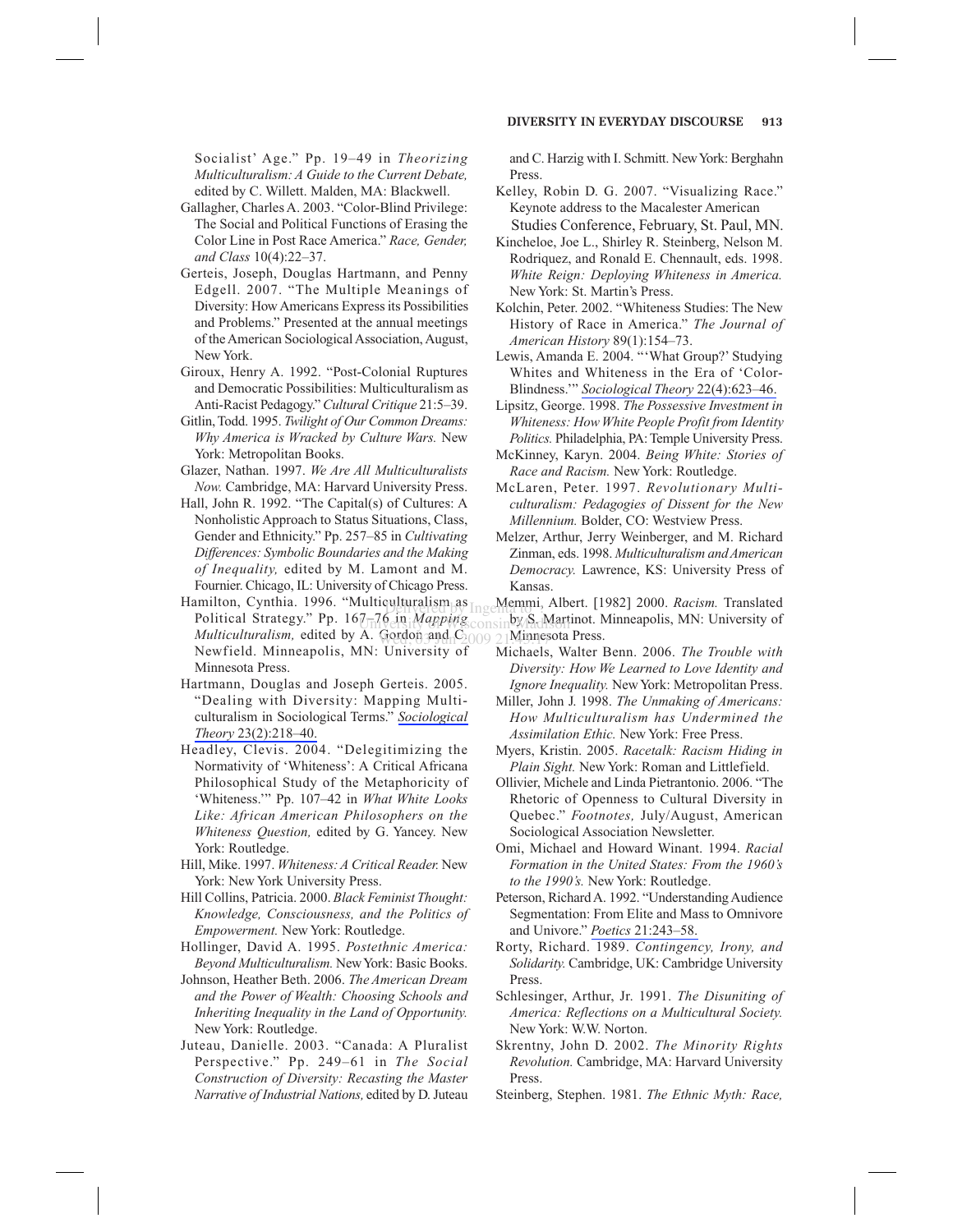Socialist' Age." Pp. 19–49 in *Theorizing Multiculturalism: A Guide to the Current Debate,* edited by C. Willett. Malden, MA: Blackwell.

Gallagher, Charles A. 2003. "Color-Blind Privilege: The Social and Political Functions of Erasing the Color Line in Post Race America." *Race, Gender, and Class* 10(4):22–37.

Gerteis, Joseph, Douglas Hartmann, and Penny Edgell. 2007. "The Multiple Meanings of Diversity: How Americans Express its Possibilities and Problems." Presented at the annual meetings of the American Sociological Association, August, New York.

Giroux, Henry A. 1992. "Post-Colonial Ruptures and Democratic Possibilities: Multiculturalism as Anti-Racist Pedagogy." *Cultural Critique* 21:5–39.

Gitlin, Todd. 1995. *Twilight of Our Common Dreams: Why America is Wracked by Culture Wars.* New York: Metropolitan Books.

Glazer, Nathan. 1997. *We Are All Multiculturalists Now.* Cambridge, MA: Harvard University Press.

Hall, John R. 1992. "The Capital(s) of Cultures: A Nonholistic Approach to Status Situations, Class, Gender and Ethnicity." Pp. 257–85 in *Cultivating Differences: Symbolic Boundaries and the Making of Inequality,* edited by M. Lamont and M. Fournier. Chicago, IL: University of Chicago Press.

Hamilton, Cynthia. 1996. "Multiculturalism as Political Strategy." Pp. 167–76 in *Mapping Multiculturalism,* edited by A. Gordon and C. Newfield. Minneapolis, MN: University of Minnesota Press.

Hartmann, Douglas and Joseph Gerteis. 2005. "Dealing with Diversity: Mapping Multiculturalism in Sociological Terms." *Sociological Theory* 23(2):218–40.

Headley, Clevis. 2004. "Delegitimizing the Normativity of 'Whiteness': A Critical Africana Philosophical Study of the Metaphoricity of 'Whiteness.'" Pp. 107–42 in *What White Looks Like: African American Philosophers on the Whiteness Question,* edited by G. Yancey. New York: Routledge.

Hill, Mike. 1997. *Whiteness: A Critical Reader.* New York: New York University Press.

Hill Collins, Patricia. 2000. *Black Feminist Thought: Knowledge, Consciousness, and the Politics of Empowerment.* New York: Routledge.

Hollinger, David A. 1995. *Postethnic America: Beyond Multiculturalism.* New York: Basic Books.

Johnson, Heather Beth. 2006. *The American Dream and the Power of Wealth: Choosing Schools and Inheriting Inequality in the Land of Opportunity.* New York: Routledge.

Juteau, Danielle. 2003. "Canada: A Pluralist Perspective." Pp. 249–61 in *The Social Construction of Diversity: Recasting the Master Narrative of Industrial Nations,* edited by D. Juteau and C. Harzig with I. Schmitt. New York: Berghahn Press.

Kelley, Robin D. G. 2007. "Visualizing Race." Keynote address to the Macalester American Studies Conference, February, St. Paul, MN.

Kincheloe, Joe L., Shirley R. Steinberg, Nelson M. Rodriquez, and Ronald E. Chennault, eds. 1998. *White Reign: Deploying Whiteness in America.* New York: St. Martin's Press.

Kolchin, Peter. 2002. "Whiteness Studies: The New History of Race in America." *The Journal of American History* 89(1):154–73.

Lewis, Amanda E. 2004. "'What Group?' Studying Whites and Whiteness in the Era of 'Color-Blindness.'" *Sociological Theory* 22(4):623–46.

Lipsitz, George. 1998. *The Possessive Investment in Whiteness: How White People Profit from Identity Politics.* Philadelphia, PA: Temple University Press.

McKinney, Karyn. 2004. *Being White: Stories of Race and Racism.* New York: Routledge.

McLaren, Peter. 1997. *Revolutionary Multiculturalism: Pedagogies of Dissent for the New Millennium.* Bolder, CO: Westview Press.

Melzer, Arthur, Jerry Weinberger, and M. Richard Zinman, eds. 1998. *Multiculturalism and American Democracy.* Lawrence, KS: University Press of Kansas.

Memmi, Albert. [1982] 2000. *Racism.* Translated by S. Martinot. Minneapolis, MN: University of Minnesota Press.

Michaels, Walter Benn. 2006. *The Trouble with Diversity: How We Learned to Love Identity and Ignore Inequality.* New York: Metropolitan Press.

Miller, John J. 1998. *The Unmaking of Americans: How Multiculturalism has Undermined the Assimilation Ethic.* New York: Free Press.

Myers, Kristin. 2005. *Racetalk: Racism Hiding in Plain Sight.* New York: Roman and Littlefield.

Ollivier, Michele and Linda Pietrantonio. 2006. "The Rhetoric of Openness to Cultural Diversity in Quebec." *Footnotes,* July/August, American Sociological Association Newsletter.

Omi, Michael and Howard Winant. 1994. *Racial Formation in the United States: From the 1960's to the 1990's.* New York: Routledge.

Peterson, Richard A. 1992. "Understanding Audience Segmentation: From Elite and Mass to Omnivore and Univore." *Poetics* 21:243–58.

Rorty, Richard. 1989. *Contingency, Irony, and Solidarity.* Cambridge, UK: Cambridge University Press.

Schlesinger, Arthur, Jr. 1991. *The Disuniting of America: Reflections on a Multicultural Society.* New York: W.W. Norton.

Skrentny, John D. 2002. *The Minority Rights Revolution.* Cambridge, MA: Harvard University Press.

Steinberg, Stephen. 1981. *The Ethnic Myth: Race,*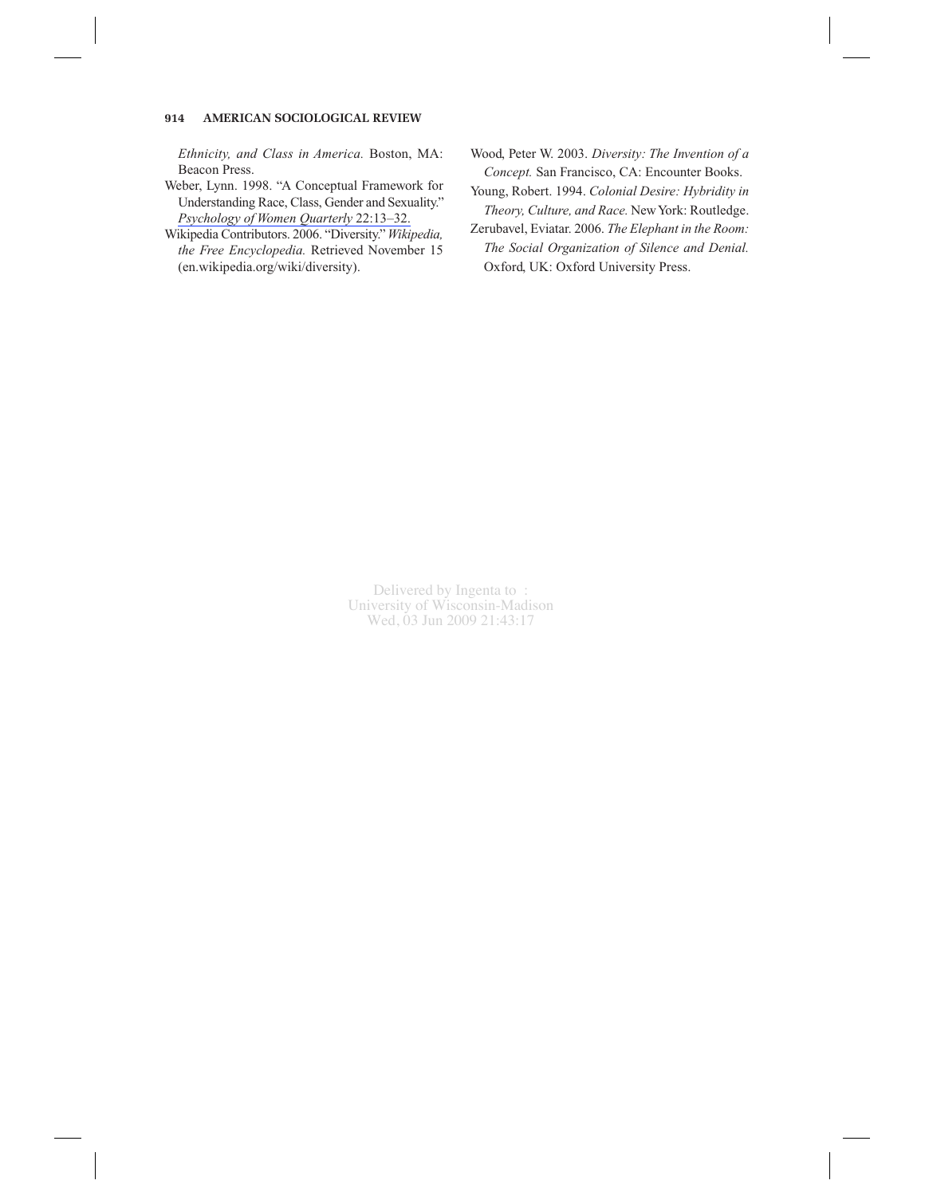*Ethnicity, and Class in America.* Boston, MA: Beacon Press.

Weber, Lynn. 1998. "A Conceptual Framework for Understanding Race, Class, Gender and Sexuality." *Psychology of Women Quarterly* 22:13–32.

Wikipedia Contributors. 2006. "Diversity." *Wikipedia, the Free Encyclopedia.* Retrieved November 15 (en.wikipedia.org/wiki/diversity).

Wood, Peter W. 2003. *Diversity: The Invention of a Concept.* San Francisco, CA: Encounter Books.

Young, Robert. 1994. *Colonial Desire: Hybridity in Theory, Culture, and Race.* New York: Routledge.

Zerubavel, Eviatar. 2006. *The Elephant in the Room: The Social Organization of Silence and Denial.* Oxford, UK: Oxford University Press.